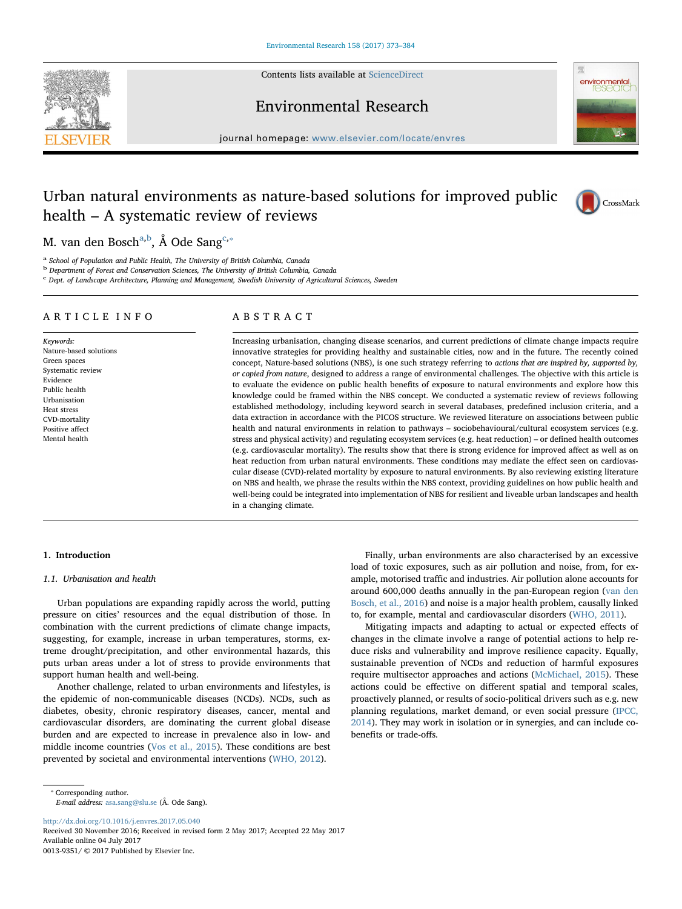# Urban natural environments as nature-based solutions for improved public health – A systematic review of reviews

M. van den Bosch[a,b], Å Ode Sang[c,*]

[a] School of Population and Public Health, The University of British Columbia, Canada
[b] Department of Forest and Conservation Sciences, The University of British Columbia, Canada
[c] Dept. of Landscape Architecture, Planning and Management, Swedish University of Agricultural Sciences, Sweden

## ARTICLE INFO

*Keywords:*
Nature-based solutions
Green spaces
Systematic review
Evidence
Public health
Urbanisation
Heat stress
CVD-mortality
Positive affect
Mental health

## ABSTRACT

Increasing urbanisation, changing disease scenarios, and current predictions of climate change impacts require innovative strategies for providing healthy and sustainable cities, now and in the future. The recently coined concept, Nature-based solutions (NBS), is one such strategy referring to *actions that are inspired by, supported by, or copied from nature*, designed to address a range of environmental challenges. The objective with this article is to evaluate the evidence on public health benefits of exposure to natural environments and explore how this knowledge could be framed within the NBS concept. We conducted a systematic review of reviews following established methodology, including keyword search in several databases, predefined inclusion criteria, and a data extraction in accordance with the PICOS structure. We reviewed literature on associations between public health and natural environments in relation to pathways – sociobehavioural/cultural ecosystem services (e.g. stress and physical activity) and regulating ecosystem services (e.g. heat reduction) – or defined health outcomes (e.g. cardiovascular mortality). The results show that there is strong evidence for improved affect as well as on heat reduction from urban natural environments. These conditions may mediate the effect seen on cardiovascular disease (CVD)-related mortality by exposure to natural environments. By also reviewing existing literature on NBS and health, we phrase the results within the NBS context, providing guidelines on how public health and well-being could be integrated into implementation of NBS for resilient and liveable urban landscapes and health in a changing climate.

## 1. Introduction

### 1.1. Urbanisation and health

Urban populations are expanding rapidly across the world, putting pressure on cities' resources and the equal distribution of those. In combination with the current predictions of climate change impacts, suggesting, for example, increase in urban temperatures, storms, extreme drought/precipitation, and other environmental hazards, this puts urban areas under a lot of stress to provide environments that support human health and well-being.

Another challenge, related to urban environments and lifestyles, is the epidemic of non-communicable diseases (NCDs). NCDs, such as diabetes, obesity, chronic respiratory diseases, cancer, mental and cardiovascular disorders, are dominating the current global disease burden and are expected to increase in prevalence also in low- and middle income countries (Vos et al., 2015). These conditions are best prevented by societal and environmental interventions (WHO, 2012).

Finally, urban environments are also characterised by an excessive load of toxic exposures, such as air pollution and noise, from, for example, motorised traffic and industries. Air pollution alone accounts for around 600,000 deaths annually in the pan-European region (van den Bosch, et al., 2016) and noise is a major health problem, causally linked to, for example, mental and cardiovascular disorders (WHO, 2011).

Mitigating impacts and adapting to actual or expected effects of changes in the climate involve a range of potential actions to help reduce risks and vulnerability and improve resilience capacity. Equally, sustainable prevention of NCDs and reduction of harmful exposures require multisector approaches and actions (McMichael, 2015). These actions could be effective on different spatial and temporal scales, proactively planned, or results of socio-political drivers such as e.g. new planning regulations, market demand, or even social pressure (IPCC, 2014). They may work in isolation or in synergies, and can include co-benefits or trade-offs.

\* Corresponding author.
*E-mail address:* asa.sang@slu.se (Å. Ode Sang).

http://dx.doi.org/10.1016/j.envres.2017.05.040
Received 30 November 2016; Received in revised form 2 May 2017; Accepted 22 May 2017
Available online 04 July 2017
0013-9351/ © 2017 Published by Elsevier Inc.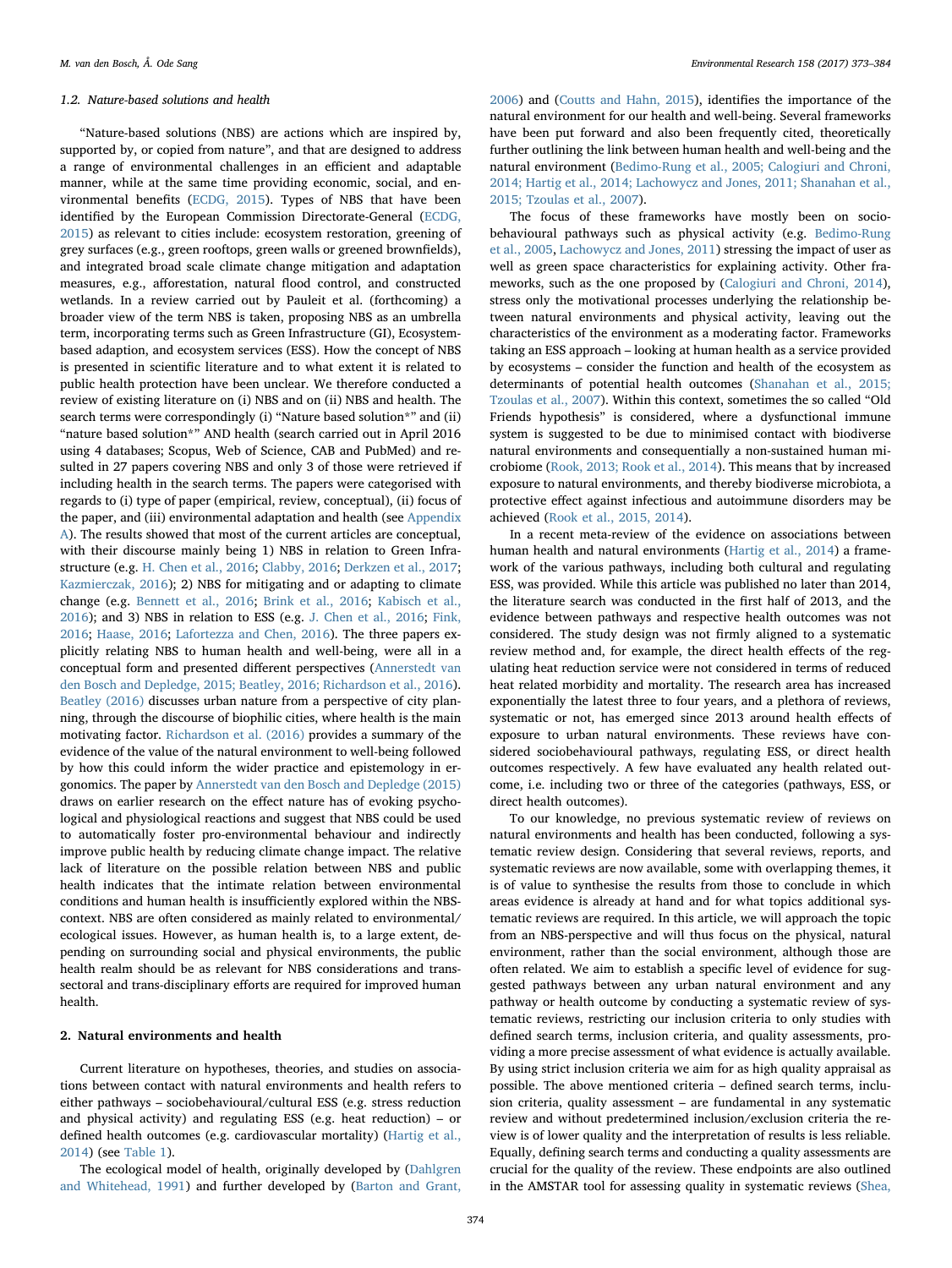### 1.2. Nature-based solutions and health

"Nature-based solutions (NBS) are actions which are inspired by, supported by, or copied from nature", and that are designed to address a range of environmental challenges in an efficient and adaptable manner, while at the same time providing economic, social, and environmental benefits (ECDG, 2015). Types of NBS that have been identified by the European Commission Directorate-General (ECDG, 2015) as relevant to cities include: ecosystem restoration, greening of grey surfaces (e.g., green rooftops, green walls or greened brownfields), and integrated broad scale climate change mitigation and adaptation measures, e.g., afforestation, natural flood control, and constructed wetlands. In a review carried out by Pauleit et al. (forthcoming) a broader view of the term NBS is taken, proposing NBS as an umbrella term, incorporating terms such as Green Infrastructure (GI), Ecosystem-based adaption, and ecosystem services (ESS). How the concept of NBS is presented in scientific literature and to what extent it is related to public health protection have been unclear. We therefore conducted a review of existing literature on (i) NBS and on (ii) NBS and health. The search terms were correspondingly (i) "Nature based solution*" and (ii) "nature based solution*" AND health (search carried out in April 2016 using 4 databases; Scopus, Web of Science, CAB and PubMed) and resulted in 27 papers covering NBS and only 3 of those were retrieved if including health in the search terms. The papers were categorised with regards to (i) type of paper (empirical, review, conceptual), (ii) focus of the paper, and (iii) environmental adaptation and health (see Appendix A). The results showed that most of the current articles are conceptual, with their discourse mainly being 1) NBS in relation to Green Infrastructure (e.g. H. Chen et al., 2016; Clabby, 2016; Derkzen et al., 2017; Kazmierczak, 2016); 2) NBS for mitigating and or adapting to climate change (e.g. Bennett et al., 2016; Brink et al., 2016; Kabisch et al., 2016); and 3) NBS in relation to ESS (e.g. J. Chen et al., 2016; Fink, 2016; Haase, 2016; Lafortezza and Chen, 2016). The three papers explicitly relating NBS to human health and well-being, were all in a conceptual form and presented different perspectives (Annerstedt van den Bosch and Depledge, 2015; Beatley, 2016; Richardson et al., 2016). Beatley (2016) discusses urban nature from a perspective of city planning, through the discourse of biophilic cities, where health is the main motivating factor. Richardson et al. (2016) provides a summary of the evidence of the value of the natural environment to well-being followed by how this could inform the wider practice and epistemology in ergonomics. The paper by Annerstedt van den Bosch and Depledge (2015) draws on earlier research on the effect nature has of evoking psychological and physiological reactions and suggest that NBS could be used to automatically foster pro-environmental behaviour and indirectly improve public health by reducing climate change impact. The relative lack of literature on the possible relation between NBS and public health indicates that the intimate relation between environmental conditions and human health is insufficiently explored within the NBS-context. NBS are often considered as mainly related to environmental/ecological issues. However, as human health is, to a large extent, depending on surrounding social and physical environments, the public health realm should be as relevant for NBS considerations and trans-sectoral and trans-disciplinary efforts are required for improved human health.

## 2. Natural environments and health

Current literature on hypotheses, theories, and studies on associations between contact with natural environments and health refers to either pathways – sociobehavioural/cultural ESS (e.g. stress reduction and physical activity) and regulating ESS (e.g. heat reduction) – or defined health outcomes (e.g. cardiovascular mortality) (Hartig et al., 2014) (see Table 1).

The ecological model of health, originally developed by (Dahlgren and Whitehead, 1991) and further developed by (Barton and Grant, 2006) and (Coutts and Hahn, 2015), identifies the importance of the natural environment for our health and well-being. Several frameworks have been put forward and also been frequently cited, theoretically further outlining the link between human health and well-being and the natural environment (Bedimo-Rung et al., 2005; Calogiuri and Chroni, 2014; Hartig et al., 2014; Lachowycz and Jones, 2011; Shanahan et al., 2015; Tzoulas et al., 2007).

The focus of these frameworks have mostly been on sociobehavioural pathways such as physical activity (e.g. Bedimo-Rung et al., 2005, Lachowycz and Jones, 2011) stressing the impact of user as well as green space characteristics for explaining activity. Other frameworks, such as the one proposed by (Calogiuri and Chroni, 2014), stress only the motivational processes underlying the relationship between natural environments and physical activity, leaving out the characteristics of the environment as a moderating factor. Frameworks taking an ESS approach – looking at human health as a service provided by ecosystems – consider the function and health of the ecosystem as determinants of potential health outcomes (Shanahan et al., 2015; Tzoulas et al., 2007). Within this context, sometimes the so called "Old Friends hypothesis" is considered, where a dysfunctional immune system is suggested to be due to minimised contact with biodiverse natural environments and consequentially a non-sustained human microbiome (Rook, 2013; Rook et al., 2014). This means that by increased exposure to natural environments, and thereby biodiverse microbiota, a protective effect against infectious and autoimmune disorders may be achieved (Rook et al., 2015, 2014).

In a recent meta-review of the evidence on associations between human health and natural environments (Hartig et al., 2014) a framework of the various pathways, including both cultural and regulating ESS, was provided. While this article was published no later than 2014, the literature search was conducted in the first half of 2013, and the evidence between pathways and respective health outcomes was not considered. The study design was not firmly aligned to a systematic review method and, for example, the direct health effects of the regulating heat reduction service were not considered in terms of reduced heat related morbidity and mortality. The research area has increased exponentially the latest three to four years, and a plethora of reviews, systematic or not, has emerged since 2013 around health effects of exposure to urban natural environments. These reviews have considered sociobehavioural pathways, regulating ESS, or direct health outcomes respectively. A few have evaluated any health related outcome, i.e. including two or three of the categories (pathways, ESS, or direct health outcomes).

To our knowledge, no previous systematic review of reviews on natural environments and health has been conducted, following a systematic review design. Considering that several reviews, reports, and systematic reviews are now available, some with overlapping themes, it is of value to synthesise the results from those to conclude in which areas evidence is already at hand and for what topics additional systematic reviews are required. In this article, we will approach the topic from an NBS-perspective and will thus focus on the physical, natural environment, rather than the social environment, although those are often related. We aim to establish a specific level of evidence for suggested pathways between any urban natural environment and any pathway or health outcome by conducting a systematic review of systematic reviews, restricting our inclusion criteria to only studies with defined search terms, inclusion criteria, and quality assessments, providing a more precise assessment of what evidence is actually available. By using strict inclusion criteria we aim for as high quality appraisal as possible. The above mentioned criteria – defined search terms, inclusion criteria, quality assessment – are fundamental in any systematic review and without predetermined inclusion/exclusion criteria the review is of lower quality and the interpretation of results is less reliable. Equally, defining search terms and conducting a quality assessments are crucial for the quality of the review. These endpoints are also outlined in the AMSTAR tool for assessing quality in systematic reviews (Shea,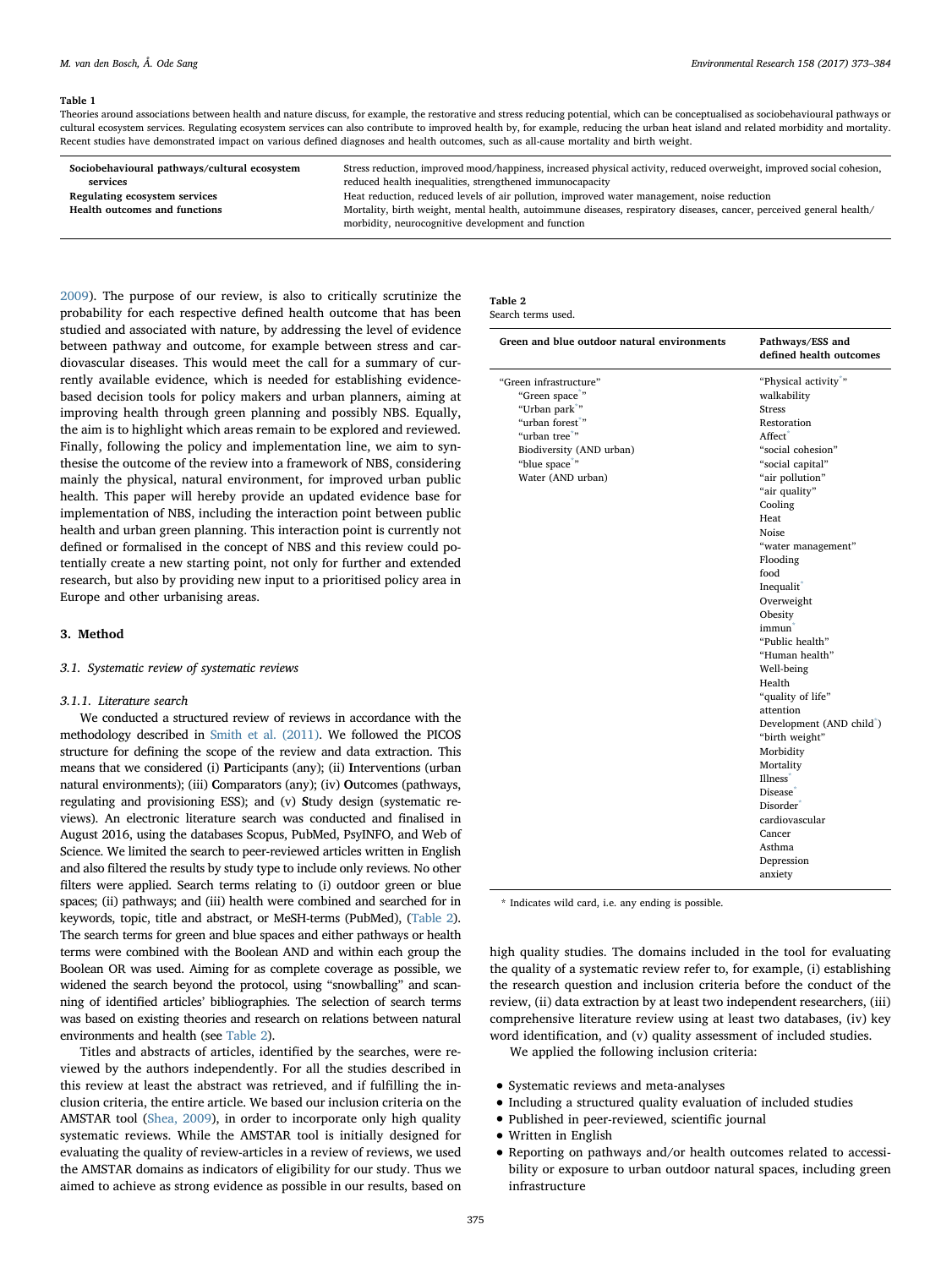**Table 1**

Theories around associations between health and nature discuss, for example, the restorative and stress reducing potential, which can be conceptualised as sociobehavioural pathways or cultural ecosystem services. Regulating ecosystem services can also contribute to improved health by, for example, reducing the urban heat island and related morbidity and mortality. Recent studies have demonstrated impact on various defined diagnoses and health outcomes, such as all-cause mortality and birth weight.

| | |
|---|---|
| **Sociobehavioural pathways/cultural ecosystem services** | Stress reduction, improved mood/happiness, increased physical activity, reduced overweight, improved social cohesion, reduced health inequalities, strengthened immunocapacity |
| **Regulating ecosystem services** | Heat reduction, reduced levels of air pollution, improved water management, noise reduction |
| **Health outcomes and functions** | Mortality, birth weight, mental health, autoimmune diseases, respiratory diseases, cancer, perceived general health/morbidity, neurocognitive development and function |

2009). The purpose of our review, is also to critically scrutinize the probability for each respective defined health outcome that has been studied and associated with nature, by addressing the level of evidence between pathway and outcome, for example between stress and cardiovascular diseases. This would meet the call for a summary of currently available evidence, which is needed for establishing evidence-based decision tools for policy makers and urban planners, aiming at improving health through green planning and possibly NBS. Equally, the aim is to highlight which areas remain to be explored and reviewed. Finally, following the policy and implementation line, we aim to synthesise the outcome of the review into a framework of NBS, considering mainly the physical, natural environment, for improved urban public health. This paper will hereby provide an updated evidence base for implementation of NBS, including the interaction point between public health and urban green planning. This interaction point is currently not defined or formalised in the concept of NBS and this review could potentially create a new starting point, not only for further and extended research, but also by providing new input to a prioritised policy area in Europe and other urbanising areas.

## 3. Method

### 3.1. Systematic review of systematic reviews

#### 3.1.1. Literature search

We conducted a structured review of reviews in accordance with the methodology described in Smith et al. (2011). We followed the PICOS structure for defining the scope of the review and data extraction. This means that we considered (i) **P**articipants (any); (ii) **I**nterventions (urban natural environments); (iii) **C**omparators (any); (iv) **O**utcomes (pathways, regulating and provisioning ESS); and (v) **S**tudy design (systematic reviews). An electronic literature search was conducted and finalised in August 2016, using the databases Scopus, PubMed, PsycINFO, and Web of Science. We limited the search to peer-reviewed articles written in English and also filtered the results by study type to include only reviews. No other filters were applied. Search terms relating to (i) outdoor green or blue spaces; (ii) pathways; and (iii) health were combined and searched for in keywords, topic, title and abstract, or MeSH-terms (PubMed), (Table 2). The search terms for green and blue spaces and either pathways or health terms were combined with the Boolean AND and within each group the Boolean OR was used. Aiming for as complete coverage as possible, we widened the search beyond the protocol, using "snowballing" and scanning of identified articles' bibliographies. The selection of search terms was based on existing theories and research on relations between natural environments and health (see Table 2).

Titles and abstracts of articles, identified by the searches, were reviewed by the authors independently. For all the studies described in this review at least the abstract was retrieved, and if fulfilling the inclusion criteria, the entire article. We based our inclusion criteria on the AMSTAR tool (Shea, 2009), in order to incorporate only high quality systematic reviews. While the AMSTAR tool is initially designed for evaluating the quality of review-articles in a review of reviews, we used the AMSTAR domains as indicators of eligibility for our study. Thus we aimed to achieve as strong evidence as possible in our results, based on high quality studies. The domains included in the tool for evaluating the quality of a systematic review refer to, for example, (i) establishing the research question and inclusion criteria before the conduct of the review, (ii) data extraction by at least two independent researchers, (iii) comprehensive literature review using at least two databases, (iv) key word identification, and (v) quality assessment of included studies.

**Table 2**
Search terms used.

| Green and blue outdoor natural environments | Pathways/ESS and defined health outcomes |
|---|---|
| "Green infrastructure" | "Physical activity*" |
| "Green space*" | walkability |
| "Urban park*" | Stress |
| "urban forest*" | Restoration |
| "urban tree*" | Affect* |
| Biodiversity (AND urban) | "social cohesion" |
| "blue space*" | "social capital" |
| Water (AND urban) | "air pollution" |
| | "air quality" |
| | Cooling |
| | Heat |
| | Noise |
| | "water management" |
| | Flooding |
| | food |
| | Inequalit* |
| | Overweight |
| | Obesity |
| | immun* |
| | "Public health" |
| | "Human health" |
| | Well-being |
| | Health |
| | "quality of life" |
| | attention |
| | Development (AND child*) |
| | "birth weight" |
| | Morbidity |
| | Mortality |
| | Illness* |
| | Disease* |
| | Disorder* |
| | cardiovascular |
| | Cancer |
| | Asthma |
| | Depression |
| | anxiety |

\* Indicates wild card, i.e. any ending is possible.

We applied the following inclusion criteria:

- Systematic reviews and meta-analyses
- Including a structured quality evaluation of included studies
- Published in peer-reviewed, scientific journal
- Written in English
- Reporting on pathways and/or health outcomes related to accessibility or exposure to urban outdoor natural spaces, including green infrastructure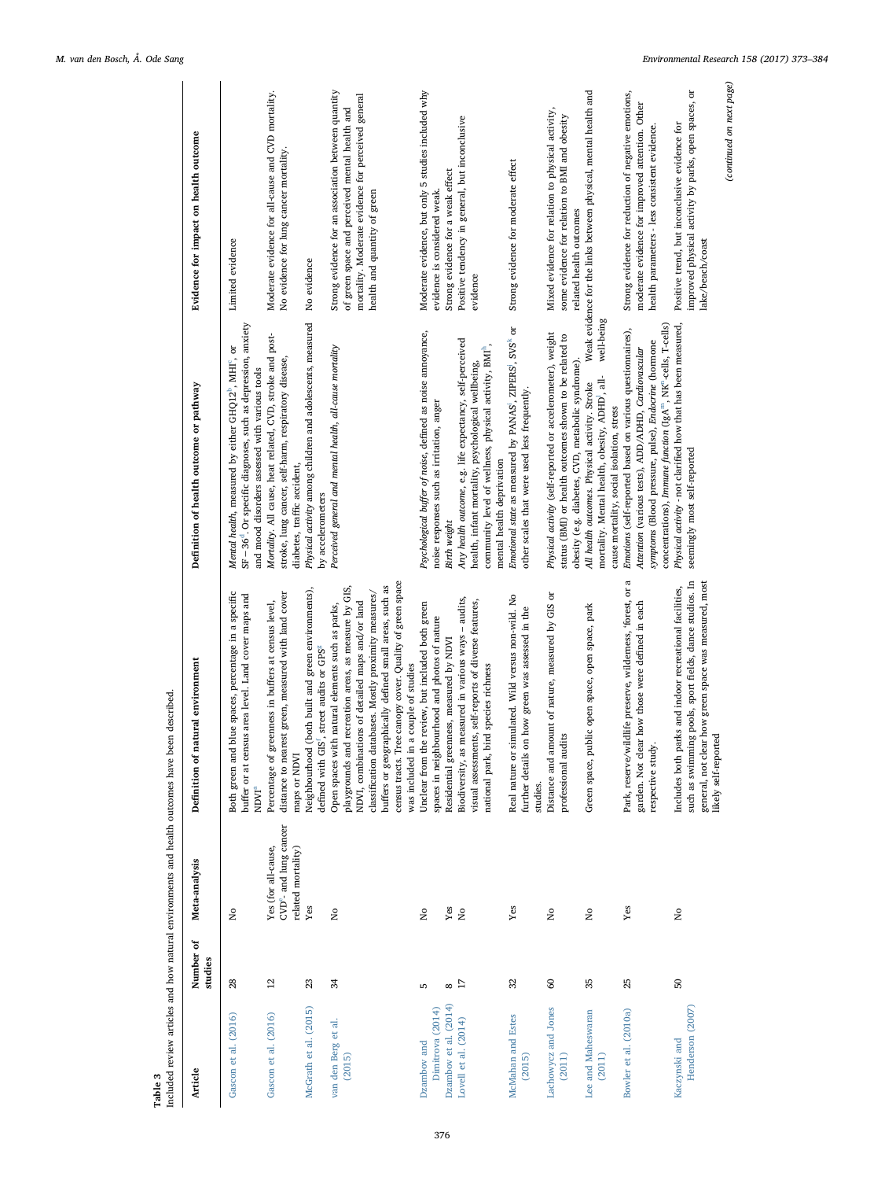**Table 3**
Included review articles and how natural environments and health outcomes have been described.

| Article | Number of studies | Meta-analysis | Definition of natural environment | Definition of health outcome or pathway | Evidence for impact on health outcome |
|---|---|---|---|---|---|
| Gascon et al. (2016) | 28 | No | Both green and blue spaces, percentage in a specific buffer or at census area level. Land cover maps and NDVI[a] | *Mental health*, measured by either GHQ12[b], MHI[c], or SF−36[d]. Or specific diagnoses, such as depression, anxiety and mood disorders assessed with various tools | Limited evidence |
| Gascon et al. (2016) | 12 | Yes (for all-cause, CVD[e]- and lung cancer related mortality) | Percentage of greenness in buffers at census level, distance to nearest green, measured with land cover maps or NDVI | *Mortality*. All cause, heat related, CVD, stroke and post-stroke, lung cancer, self-harm, respiratory disease, diabetes, traffic accident. | Moderate evidence for all-cause and CVD mortality. No evidence for lung cancer mortality. |
| McGrath et al. (2015) | 23 | Yes | Neighbourhood (both built and green environments), defined with GIS[f], street audits or GPS[g] | *Physical activity* among children and adolescents, measured by accelerometers | No evidence |
| van den Berg et al. (2015) | 34 | No | Open spaces with natural elements such as parks, playgrounds and recreation areas, as measure by GIS, NDVI, combinations of detailed maps and/or land classification databases. Mostly proximity measures/ buffers or geographically defined small areas, such as census tracts. Tree canopy cover. Quality of green space was included in a couple of studies | *Perceived general and mental health, all-cause mortality* | Strong evidence for an association between quantity of green space and perceived mental health and mortality. Moderate evidence for perceived general health and quantity of green |
| Dzhambov and Dimitrova (2014) | 5 | No | Unclear from the review, but included both green spaces in neighbourhood and photos of nature | *Psychological buffer of noise*, defined as noise annoyance, noise responses such as irritation, anger | Moderate evidence, but only 5 studies included why evidence is considered weak. |
| Dzhambov et al. (2014) | 8 | Yes | Residential greenness, measured by NDVI | *Birth weight* | Strong evidence for a weak effect |
| Lovell et al. (2014) | 17 | No | Biodiversity, as measured in various ways – audits, visual assessments, self-reports of diverse features, national park, bird species richness | *Any health outcome*, e.g. life expectancy, self-perceived health, infant mortality, psychological wellbeing, community level of wellness, physical activity, BMI[h], mental health deprivation | Positive tendency in general, but inconclusive evidence |
| McMahan and Estes (2015) | 32 | Yes | Real nature or simulated. Wild versus non-wild. No further details on how green was assessed in the studies. | *Emotional state* as measured by PANAS[i], ZIPERS[j], SVS[k] or other scales that were used less frequently. | Strong evidence for moderate effect |
| Lachowycz and Jones (2011) | 60 | No | Distance and amount of nature, measured by GIS or professional audits | *Physical activity* (self-reported or accelerometer), weight status (BMI) or health outcomes shown to be related to obesity (e.g. diabetes, CVD, metabolic syndrome). | Mixed evidence for relation to physical activity, some evidence for relation to BMI and obesity related health outcomes |
| Lee and Maheswaran (2011) | 35 | No | Green space, public open space, open space, park | *All health outcomes*. Physical activity. Stroke mortality. Mental health, obesity, ADHD[l], all-cause mortality, social isolation, stress | Weak evidence for the links between physical, mental health and well-being |
| Bowler et al. (2010a) | 25 | Yes | Park, reserve/wildlife preserve, wilderness, 'forest, or a garden. Not clear how those were defined in each respective study. | *Emotions* (self-reported based on various questionnaires), *Attention* (various tests), ADD/ADHD, *Cardiovascular symptoms* (Blood pressure, pulse), *Endocrine* (hormone concentrations), *Immune function* (IgA[m], NK[n]-cells, T-cells) | Strong evidence for reduction of negative emotions, moderate evidence for improved attention. Other health parameters - less consistent evidence. |
| Kaczynski and Henderson (2007) | 50 | No | Includes both parks and indoor recreational facilities, such as swimming pools, sport fields, dance studios. In general, not clear how green space was measured, most likely self-reported | *Physical activity* - not clarified how that has been measured, seemingly most self-reported | Positive trend, but inconclusive evidence for improved physical activity by parks, open spaces, or lake/beach/coast |

*(continued on next page)*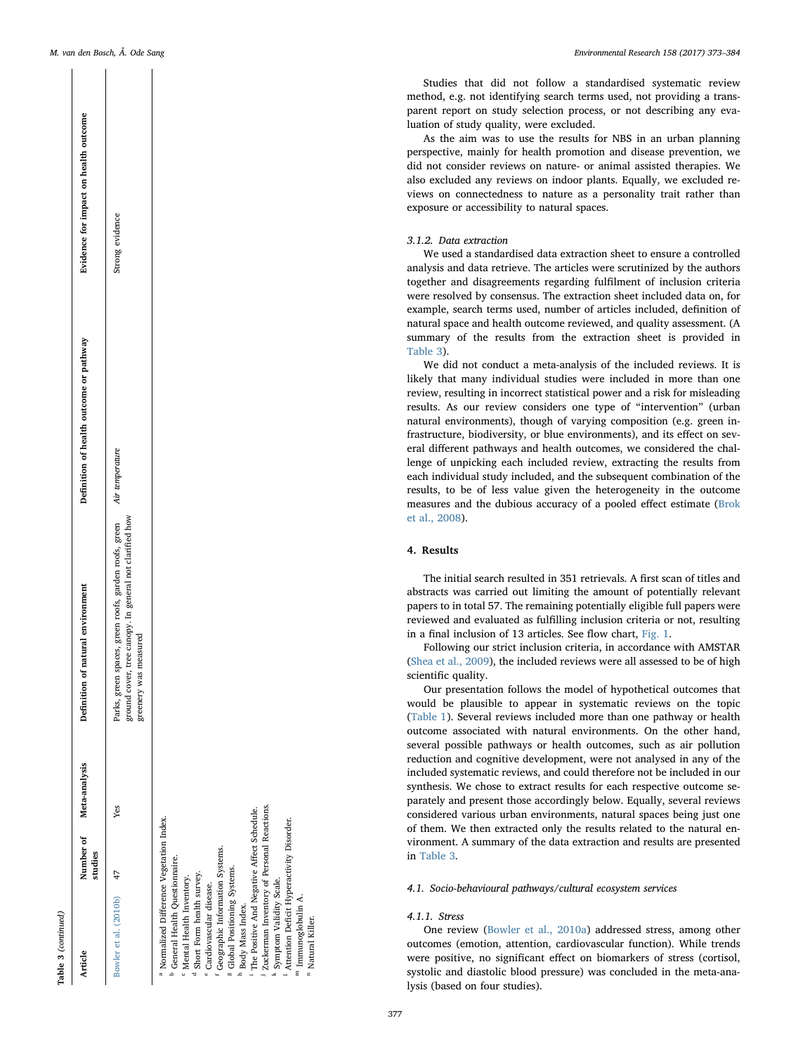**Table 3** (*continued*)

| Article | Number of studies | Meta-analysis | Definition of natural environment | Definition of health outcome or pathway | Evidence for impact on health outcome |
|---|---|---|---|---|---|
| Bowler et al. (2010b) | 47 | Yes | Parks, green spaces, green roofs, garden roofs, green ground cover, tree canopy. In general not clarified how greenery was measured | *Air temperature* | Strong evidence |

[a] Normalized Difference Vegetation Index.
[b] General Health Questionnaire.
[c] Mental Health Inventory.
[d] Short Form health survey.
[e] Cardiovascular disease.
[f] Geographic Information Systems.
[g] Global Positioning Systems.
[h] Body Mass Index.
[i] The Positive And Negative Affect Schedule.
[j] Zuckerman Inventory of Personal Reactions.
[k] Symptom Validity Scale.
[l] Attention Deficit Hyperactivity Disorder.
[m] Immunoglobulin A.
[n] Natural Killer.

Studies that did not follow a standardised systematic review method, e.g. not identifying search terms used, not providing a transparent report on study selection process, or not describing any evaluation of study quality, were excluded.

As the aim was to use the results for NBS in an urban planning perspective, mainly for health promotion and disease prevention, we did not consider reviews on nature- or animal assisted therapies. We also excluded any reviews on indoor plants. Equally, we excluded reviews on connectedness to nature as a personality trait rather than exposure or accessibility to natural spaces.

#### 3.1.2. Data extraction

We used a standardised data extraction sheet to ensure a controlled analysis and data retrieve. The articles were scrutinized by the authors together and disagreements regarding fulfilment of inclusion criteria were resolved by consensus. The extraction sheet included data on, for example, search terms used, number of articles included, definition of natural space and health outcome reviewed, and quality assessment. (A summary of the results from the extraction sheet is provided in Table 3).

We did not conduct a meta-analysis of the included reviews. It is likely that many individual studies were included in more than one review, resulting in incorrect statistical power and a risk for misleading results. As our review considers one type of "intervention" (urban natural environments), though of varying composition (e.g. green infrastructure, biodiversity, or blue environments), and its effect on several different pathways and health outcomes, we considered the challenge of unpicking each included review, extracting the results from each individual study included, and the subsequent combination of the results, to be of less value given the heterogeneity in the outcome measures and the dubious accuracy of a pooled effect estimate (Brok et al., 2008).

## 4. Results

The initial search resulted in 351 retrievals. A first scan of titles and abstracts was carried out limiting the amount of potentially relevant papers to in total 57. The remaining potentially eligible full papers were reviewed and evaluated as fulfilling inclusion criteria or not, resulting in a final inclusion of 13 articles. See flow chart, Fig. 1.

Following our strict inclusion criteria, in accordance with AMSTAR (Shea et al., 2009), the included reviews were all assessed to be of high scientific quality.

Our presentation follows the model of hypothetical outcomes that would be plausible to appear in systematic reviews on the topic (Table 1). Several reviews included more than one pathway or health outcome associated with natural environments. On the other hand, several possible pathways or health outcomes, such as air pollution reduction and cognitive development, were not analysed in any of the included systematic reviews, and could therefore not be included in our synthesis. We chose to extract results for each respective outcome separately and present those accordingly below. Equally, several reviews considered various urban environments, natural spaces being just one of them. We then extracted only the results related to the natural environment. A summary of the data extraction and results are presented in Table 3.

### 4.1. Socio-behavioural pathways/cultural ecosystem services

#### 4.1.1. Stress

One review (Bowler et al., 2010a) addressed stress, among other outcomes (emotion, attention, cardiovascular function). While trends were positive, no significant effect on biomarkers of stress (cortisol, systolic and diastolic blood pressure) was concluded in the meta-analysis (based on four studies).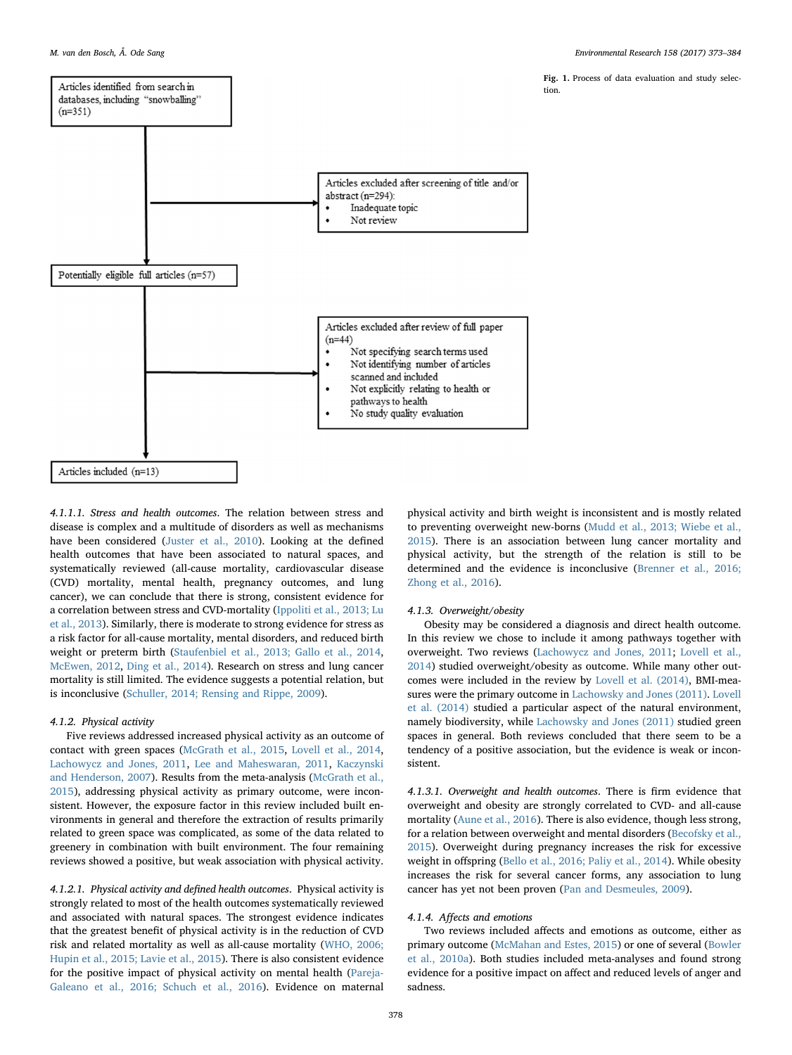Articles identified from search in databases, including "snowballing" (n=351)

Articles excluded after screening of title and/or abstract (n=294):
- Inadequate topic
- Not review

Potentially eligible full articles (n=57)

Articles excluded after review of full paper (n=44)
- Not specifying search terms used
- Not identifying number of articles scanned and included
- Not explicitly relating to health or pathways to health
- No study quality evaluation

Articles included (n=13)

**Fig. 1.** Process of data evaluation and study selection.

*4.1.1.1. Stress and health outcomes*. The relation between stress and disease is complex and a multitude of disorders as well as mechanisms have been considered (Juster et al., 2010). Looking at the defined health outcomes that have been associated to natural spaces, and systematically reviewed (all-cause mortality, cardiovascular disease (CVD) mortality, mental health, pregnancy outcomes, and lung cancer), we can conclude that there is strong, consistent evidence for a correlation between stress and CVD-mortality (Ippoliti et al., 2013; Lu et al., 2013). Similarly, there is moderate to strong evidence for stress as a risk factor for all-cause mortality, mental disorders, and reduced birth weight or preterm birth (Staufenbiel et al., 2013; Gallo et al., 2014, McEwen, 2012, Ding et al., 2014). Research on stress and lung cancer mortality is still limited. The evidence suggests a potential relation, but is inconclusive (Schuller, 2014; Rensing and Rippe, 2009).

### 4.1.2. Physical activity

Five reviews addressed increased physical activity as an outcome of contact with green spaces (McGrath et al., 2015, Lovell et al., 2014, Lachowycz and Jones, 2011, Lee and Maheswaran, 2011, Kaczynski and Henderson, 2007). Results from the meta-analysis (McGrath et al., 2015), addressing physical activity as primary outcome, were inconsistent. However, the exposure factor in this review included built environments in general and therefore the extraction of results primarily related to green space was complicated, as some of the data related to greenery in combination with built environment. The four remaining reviews showed a positive, but weak association with physical activity.

*4.1.2.1. Physical activity and defined health outcomes*. Physical activity is strongly related to most of the health outcomes systematically reviewed and associated with natural spaces. The strongest evidence indicates that the greatest benefit of physical activity is in the reduction of CVD risk and related mortality as well as all-cause mortality (WHO, 2006; Hupin et al., 2015; Lavie et al., 2015). There is also consistent evidence for the positive impact of physical activity on mental health (Pareja-Galeano et al., 2016; Schuch et al., 2016). Evidence on maternal physical activity and birth weight is inconsistent and is mostly related to preventing overweight new-borns (Mudd et al., 2013; Wiebe et al., 2015). There is an association between lung cancer mortality and physical activity, but the strength of the relation is still to be determined and the evidence is inconclusive (Brenner et al., 2016; Zhong et al., 2016).

### 4.1.3. Overweight/obesity

Obesity may be considered a diagnosis and direct health outcome. In this review we chose to include it among pathways together with overweight. Two reviews (Lachowycz and Jones, 2011; Lovell et al., 2014) studied overweight/obesity as outcome. While many other outcomes were included in the review by Lovell et al. (2014), BMI-measures were the primary outcome in Lachowsky and Jones (2011). Lovell et al. (2014) studied a particular aspect of the natural environment, namely biodiversity, while Lachowsky and Jones (2011) studied green spaces in general. Both reviews concluded that there seem to be a tendency of a positive association, but the evidence is weak or inconsistent.

*4.1.3.1. Overweight and health outcomes*. There is firm evidence that overweight and obesity are strongly correlated to CVD- and all-cause mortality (Aune et al., 2016). There is also evidence, though less strong, for a relation between overweight and mental disorders (Becofsky et al., 2015). Overweight during pregnancy increases the risk for excessive weight in offspring (Bello et al., 2016; Paliy et al., 2014). While obesity increases the risk for several cancer forms, any association to lung cancer has yet not been proven (Pan and Desmeules, 2009).

### 4.1.4. Affects and emotions

Two reviews included affects and emotions as outcome, either as primary outcome (McMahan and Estes, 2015) or one of several (Bowler et al., 2010a). Both studies included meta-analyses and found strong evidence for a positive impact on affect and reduced levels of anger and sadness.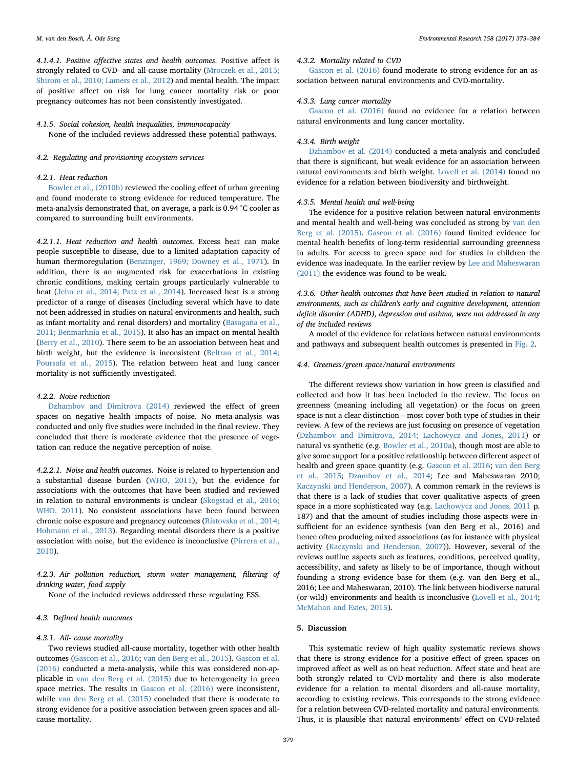#### 4.1.4.1. Positive affective states and health outcomes

Positive affect is strongly related to CVD- and all-cause mortality (Mroczek et al., 2015; Shirom et al., 2010; Lamers et al., 2012) and mental health. The impact of positive affect on risk for lung cancer mortality risk or poor pregnancy outcomes has not been consistently investigated.

### 4.1.5. Social cohesion, health inequalities, immunocapacity

None of the included reviews addressed these potential pathways.

## 4.2. Regulating and provisioning ecosystem services

### 4.2.1. Heat reduction

Bowler et al., (2010b) reviewed the cooling effect of urban greening and found moderate to strong evidence for reduced temperature. The meta-analysis demonstrated that, on average, a park is 0.94 °C cooler as compared to surrounding built environments.

#### 4.2.1.1. Heat reduction and health outcomes

Excess heat can make people susceptible to disease, due to a limited adaptation capacity of human thermoregulation (Benzinger, 1969; Downey et al., 1971). In addition, there is an augmented risk for exacerbations in existing chronic conditions, making certain groups particularly vulnerable to heat (Jehn et al., 2014; Patz et al., 2014). Increased heat is a strong predictor of a range of diseases (including several which have to date not been addressed in studies on natural environments and health, such as infant mortality and renal disorders) and mortality (Basagaña et al., 2011; Benmarhnia et al., 2015). It also has an impact on mental health (Berry et al., 2010). There seem to be an association between heat and birth weight, but the evidence is inconsistent (Beltran et al., 2014; Poursafa et al., 2015). The relation between heat and lung cancer mortality is not sufficiently investigated.

### 4.2.2. Noise reduction

Dzhambov and Dimitrova (2014) reviewed the effect of green spaces on negative health impacts of noise. No meta-analysis was conducted and only five studies were included in the final review. They concluded that there is moderate evidence that the presence of vegetation can reduce the negative perception of noise.

#### 4.2.2.1. Noise and health outcomes

Noise is related to hypertension and a substantial disease burden (WHO, 2011), but the evidence for associations with the outcomes that have been studied and reviewed in relation to natural environments is unclear (Skogstad et al., 2016; WHO, 2011). No consistent associations have been found between chronic noise exposure and pregnancy outcomes (Ristovska et al., 2014; Hohmann et al., 2013). Regarding mental disorders there is a positive association with noise, but the evidence is inconclusive (Pirrera et al., 2010).

### 4.2.3. Air pollution reduction, storm water management, filtering of drinking water, food supply

None of the included reviews addressed these regulating ESS.

## 4.3. Defined health outcomes

### 4.3.1. All- cause mortality

Two reviews studied all-cause mortality, together with other health outcomes (Gascon et al., 2016; van den Berg et al., 2015). Gascon et al. (2016) conducted a meta-analysis, while this was considered non-applicable in van den Berg et al. (2015) due to heterogeneity in green space metrics. The results in Gascon et al. (2016) were inconsistent, while van den Berg et al. (2015) concluded that there is moderate to strong evidence for a positive association between green spaces and all-cause mortality.

### 4.3.2. Mortality related to CVD

Gascon et al. (2016) found moderate to strong evidence for an association between natural environments and CVD-mortality.

### 4.3.3. Lung cancer mortality

Gascon et al. (2016) found no evidence for a relation between natural environments and lung cancer mortality.

### 4.3.4. Birth weight

Dzhambov et al. (2014) conducted a meta-analysis and concluded that there is significant, but weak evidence for an association between natural environments and birth weight. Lovell et al. (2014) found no evidence for a relation between biodiversity and birthweight.

### 4.3.5. Mental health and well-being

The evidence for a positive relation between natural environments and mental health and well-being was concluded as strong by van den Berg et al. (2015). Gascon et al. (2016) found limited evidence for mental health benefits of long-term residential surrounding greenness in adults. For access to green space and for studies in children the evidence was inadequate. In the earlier review by Lee and Maheswaran (2011) the evidence was found to be weak.

### 4.3.6. Other health outcomes that have been studied in relation to natural environments, such as children's early and cognitive development, attention deficit disorder (ADHD), depression and asthma, were not addressed in any of the included reviews

A model of the evidence for relations between natural environments and pathways and subsequent health outcomes is presented in Fig. 2.

## 4.4. Greeness/green space/natural environments

The different reviews show variation in how green is classified and collected and how it has been included in the review. The focus on greenness (meaning including all vegetation) or the focus on green space is not a clear distinction – most cover both type of studies in their review. A few of the reviews are just focusing on presence of vegetation (Dzhambov and Dimitrova, 2014; Lachowycz and Jones, 2011) or natural vs synthetic (e.g. Bowler et al., 2010a), though most are able to give some support for a positive relationship between different aspect of health and green space quantity (e.g. Gascon et al. 2016; van den Berg et al., 2015; Dzambov et al., 2014; Lee and Maheswaran 2010; Kaczynski and Henderson, 2007). A common remark in the reviews is that there is a lack of studies that cover qualitative aspects of green space in a more sophisticated way (e.g. Lachowycz and Jones, 2011 p. 187) and that the amount of studies including those aspects were insufficient for an evidence synthesis (van den Berg et al., 2016) and hence often producing mixed associations (as for instance with physical activity (Kaczynski and Henderson, 2007)). However, several of the reviews outline aspects such as features, conditions, perceived quality, accessibility, and safety as likely to be of importance, though without founding a strong evidence base for them (e.g. van den Berg et al., 2016; Lee and Maheswaran, 2010). The link between biodiverse natural (or wild) environments and health is inconclusive (Lovell et al., 2014; McMahan and Estes, 2015).

# 5. Discussion

This systematic review of high quality systematic reviews shows that there is strong evidence for a positive effect of green spaces on improved affect as well as on heat reduction. Affect state and heat are both strongly related to CVD-mortality and there is also moderate evidence for a relation to mental disorders and all-cause mortality, according to existing reviews. This corresponds to the strong evidence for a relation between CVD-related mortality and natural environments. Thus, it is plausible that natural environments' effect on CVD-related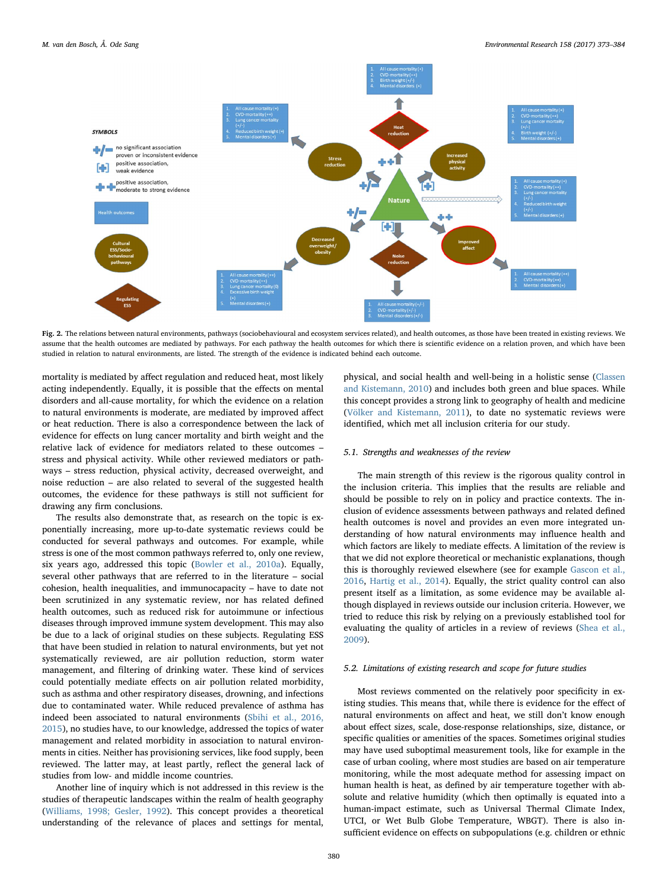SYMBOLS

+/− no significant association proven or inconsistent evidence

[+] positive association, weak evidence

++ positive association, moderate to strong evidence

Health outcomes

Cultural ESS/Socio-behavioural pathways

Regulating ESS

Nature

Heat reduction

1. All cause mortality (+)
2. CVD-mortality (++)
3. Birth weight (+/-)
4. Mental disorders (+)

Stress reduction

1. All cause mortality (+)
2. CVD-mortality (++)
3. Lung cancer mortality (+/-)
4. Reduced birth weight (+)
5. Mental disorders (+)

Increased physical activity

1. All cause mortality (+)
2. CVD-mortality (++)
3. Lung cancer mortality (+/-)
4. Birth weight (+/-)
5. Mental disorders (+)

1. All cause mortality (+)
2. CVD-mortality (++)
3. Lung cancer mortality (+/-)
4. Reduced birth weight (+/-)
5. Mental disorders (+)

Decreased overweight/ obesity

1. All cause mortality (++)
2. CVD-mortality (++)
3. Lung cancer mortality (0)
4. Excessive birth weight (+)
5. Mental disorders (+)

Noise reduction

1. All cause mortality (+/-)
2. CVD-mortality (+/-)
3. Mental disorders (+/-)

Improved affect

1. All cause mortality (++)
2. CVD-mortality (++)
3. Mental disorders (+)

Fig. 2. The relations between natural environments, pathways (sociobehavioural and ecosystem services related), and health outcomes, as those have been treated in existing reviews. We assume that the health outcomes are mediated by pathways. For each pathway the health outcomes for which there is scientific evidence on a relation proven, and which have been studied in relation to natural environments, are listed. The strength of the evidence is indicated behind each outcome.

mortality is mediated by affect regulation and reduced heat, most likely acting independently. Equally, it is possible that the effects on mental disorders and all-cause mortality, for which the evidence on a relation to natural environments is moderate, are mediated by improved affect or heat reduction. There is also a correspondence between the lack of evidence for effects on lung cancer mortality and birth weight and the relative lack of evidence for mediators related to these outcomes – stress and physical activity. While other reviewed mediators or pathways – stress reduction, physical activity, decreased overweight, and noise reduction – are also related to several of the suggested health outcomes, the evidence for these pathways is still not sufficient for drawing any firm conclusions.

The results also demonstrate that, as research on the topic is exponentially increasing, more up-to-date systematic reviews could be conducted for several pathways and outcomes. For example, while stress is one of the most common pathways referred to, only one review, six years ago, addressed this topic (Bowler et al., 2010a). Equally, several other pathways that are referred to in the literature – social cohesion, health inequalities, and immunocapacity – have to date not been scrutinized in any systematic review, nor has related defined health outcomes, such as reduced risk for autoimmune or infectious diseases through improved immune system development. This may also be due to a lack of original studies on these subjects. Regulating ESS that have been studied in relation to natural environments, but yet not systematically reviewed, are air pollution reduction, storm water management, and filtering of drinking water. These kind of services could potentially mediate effects on air pollution related morbidity, such as asthma and other respiratory diseases, drowning, and infections due to contaminated water. While reduced prevalence of asthma has indeed been associated to natural environments (Sbihi et al., 2016, 2015), no studies have, to our knowledge, addressed the topics of water management and related morbidity in association to natural environments in cities. Neither has provisioning services, like food supply, been reviewed. The latter may, at least partly, reflect the general lack of studies from low- and middle income countries.

Another line of inquiry which is not addressed in this review is the studies of therapeutic landscapes within the realm of health geography (Williams, 1998; Gesler, 1992). This concept provides a theoretical understanding of the relevance of places and settings for mental, physical, and social health and well-being in a holistic sense (Classen and Kistemann, 2010) and includes both green and blue spaces. While this concept provides a strong link to geography of health and medicine (Völker and Kistemann, 2011), to date no systematic reviews were identified, which met all inclusion criteria for our study.

### 5.1. Strengths and weaknesses of the review

The main strength of this review is the rigorous quality control in the inclusion criteria. This implies that the results are reliable and should be possible to rely on in policy and practice contexts. The inclusion of evidence assessments between pathways and related defined health outcomes is novel and provides an even more integrated understanding of how natural environments may influence health and which factors are likely to mediate effects. A limitation of the review is that we did not explore theoretical or mechanistic explanations, though this is thoroughly reviewed elsewhere (see for example Gascon et al., 2016, Hartig et al., 2014). Equally, the strict quality control can also present itself as a limitation, as some evidence may be available although displayed in reviews outside our inclusion criteria. However, we tried to reduce this risk by relying on a previously established tool for evaluating the quality of articles in a review of reviews (Shea et al., 2009).

### 5.2. Limitations of existing research and scope for future studies

Most reviews commented on the relatively poor specificity in existing studies. This means that, while there is evidence for the effect of natural environments on affect and heat, we still don't know enough about effect sizes, scale, dose-response relationships, size, distance, or specific qualities or amenities of the spaces. Sometimes original studies may have used suboptimal measurement tools, like for example in the case of urban cooling, where most studies are based on air temperature monitoring, while the most adequate method for assessing impact on human health is heat, as defined by air temperature together with absolute and relative humidity (which then optimally is equated into a human-impact estimate, such as Universal Thermal Climate Index, UTCI, or Wet Bulb Globe Temperature, WBGT). There is also insufficient evidence on effects on subpopulations (e.g. children or ethnic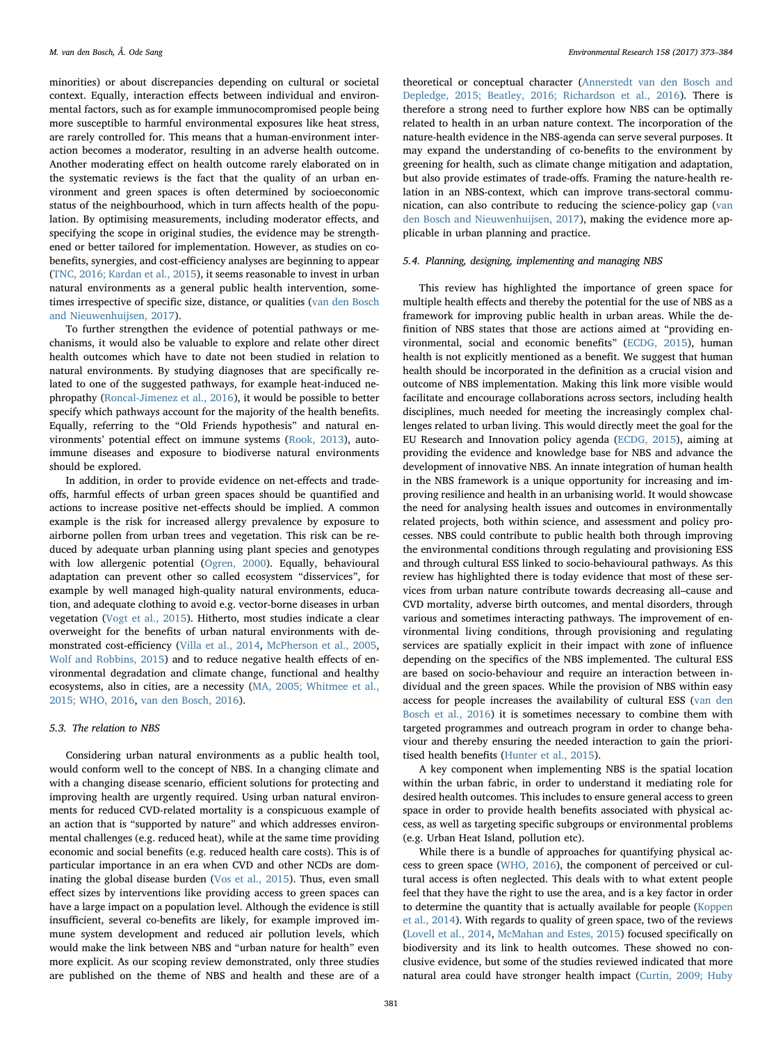minorities) or about discrepancies depending on cultural or societal context. Equally, interaction effects between individual and environmental factors, such as for example immunocompromised people being more susceptible to harmful environmental exposures like heat stress, are rarely controlled for. This means that a human-environment interaction becomes a moderator, resulting in an adverse health outcome. Another moderating effect on health outcome rarely elaborated on in the systematic reviews is the fact that the quality of an urban environment and green spaces is often determined by socioeconomic status of the neighbourhood, which in turn affects health of the population. By optimising measurements, including moderator effects, and specifying the scope in original studies, the evidence may be strengthened or better tailored for implementation. However, as studies on co-benefits, synergies, and cost-efficiency analyses are beginning to appear (TNC, 2016; Kardan et al., 2015), it seems reasonable to invest in urban natural environments as a general public health intervention, sometimes irrespective of specific size, distance, or qualities (van den Bosch and Nieuwenhuijsen, 2017).

To further strengthen the evidence of potential pathways or mechanisms, it would also be valuable to explore and relate other direct health outcomes which have to date not been studied in relation to natural environments. By studying diagnoses that are specifically related to one of the suggested pathways, for example heat-induced nephropathy (Roncal-Jimenez et al., 2016), it would be possible to better specify which pathways account for the majority of the health benefits. Equally, referring to the "Old Friends hypothesis" and natural environments' potential effect on immune systems (Rook, 2013), autoimmune diseases and exposure to biodiverse natural environments should be explored.

In addition, in order to provide evidence on net-effects and trade-offs, harmful effects of urban green spaces should be quantified and actions to increase positive net-effects should be implied. A common example is the risk for increased allergy prevalence by exposure to airborne pollen from urban trees and vegetation. This risk can be reduced by adequate urban planning using plant species and genotypes with low allergenic potential (Ogren, 2000). Equally, behavioural adaptation can prevent other so called ecosystem "disservices", for example by well managed high-quality natural environments, education, and adequate clothing to avoid e.g. vector-borne diseases in urban vegetation (Vogt et al., 2015). Hitherto, most studies indicate a clear overweight for the benefits of urban natural environments with demonstrated cost-efficiency (Villa et al., 2014, McPherson et al., 2005, Wolf and Robbins, 2015) and to reduce negative health effects of environmental degradation and climate change, functional and healthy ecosystems, also in cities, are a necessity (MA, 2005; Whitmee et al., 2015; WHO, 2016, van den Bosch, 2016).

### 5.3. The relation to NBS

Considering urban natural environments as a public health tool, would conform well to the concept of NBS. In a changing climate and with a changing disease scenario, efficient solutions for protecting and improving health are urgently required. Using urban natural environments for reduced CVD-related mortality is a conspicuous example of an action that is "supported by nature" and which addresses environmental challenges (e.g. reduced heat), while at the same time providing economic and social benefits (e.g. reduced health care costs). This is of particular importance in an era when CVD and other NCDs are dominating the global disease burden (Vos et al., 2015). Thus, even small effect sizes by interventions like providing access to green spaces can have a large impact on a population level. Although the evidence is still insufficient, several co-benefits are likely, for example improved immune system development and reduced air pollution levels, which would make the link between NBS and "urban nature for health" even more explicit. As our scoping review demonstrated, only three studies are published on the theme of NBS and health and these are of a theoretical or conceptual character (Annerstedt van den Bosch and Depledge, 2015; Beatley, 2016; Richardson et al., 2016). There is therefore a strong need to further explore how NBS can be optimally related to health in an urban nature context. The incorporation of the nature-health evidence in the NBS-agenda can serve several purposes. It may expand the understanding of co-benefits to the environment by greening for health, such as climate change mitigation and adaptation, but also provide estimates of trade-offs. Framing the nature-health relation in an NBS-context, which can improve trans-sectoral communication, can also contribute to reducing the science-policy gap (van den Bosch and Nieuwenhuijsen, 2017), making the evidence more applicable in urban planning and practice.

### 5.4. Planning, designing, implementing and managing NBS

This review has highlighted the importance of green space for multiple health effects and thereby the potential for the use of NBS as a framework for improving public health in urban areas. While the definition of NBS states that those are actions aimed at "providing environmental, social and economic benefits" (ECDG, 2015), human health is not explicitly mentioned as a benefit. We suggest that human health should be incorporated in the definition as a crucial vision and outcome of NBS implementation. Making this link more visible would facilitate and encourage collaborations across sectors, including health disciplines, much needed for meeting the increasingly complex challenges related to urban living. This would directly meet the goal for the EU Research and Innovation policy agenda (ECDG, 2015), aiming at providing the evidence and knowledge base for NBS and advance the development of innovative NBS. An innate integration of human health in the NBS framework is a unique opportunity for increasing and improving resilience and health in an urbanising world. It would showcase the need for analysing health issues and outcomes in environmentally related projects, both within science, and assessment and policy processes. NBS could contribute to public health both through improving the environmental conditions through regulating and provisioning ESS and through cultural ESS linked to socio-behavioural pathways. As this review has highlighted there is today evidence that most of these services from urban nature contribute towards decreasing all–cause and CVD mortality, adverse birth outcomes, and mental disorders, through various and sometimes interacting pathways. The improvement of environmental living conditions, through provisioning and regulating services are spatially explicit in their impact with zone of influence depending on the specifics of the NBS implemented. The cultural ESS are based on socio-behaviour and require an interaction between individual and the green spaces. While the provision of NBS within easy access for people increases the availability of cultural ESS (van den Bosch et al., 2016) it is sometimes necessary to combine them with targeted programmes and outreach program in order to change behaviour and thereby ensuring the needed interaction to gain the prioritised health benefits (Hunter et al., 2015).

A key component when implementing NBS is the spatial location within the urban fabric, in order to understand it mediating role for desired health outcomes. This includes to ensure general access to green space in order to provide health benefits associated with physical access, as well as targeting specific subgroups or environmental problems (e.g. Urban Heat Island, pollution etc).

While there is a bundle of approaches for quantifying physical access to green space (WHO, 2016), the component of perceived or cultural access is often neglected. This deals with to what extent people feel that they have the right to use the area, and is a key factor in order to determine the quantity that is actually available for people (Koppen et al., 2014). With regards to quality of green space, two of the reviews (Lovell et al., 2014, McMahan and Estes, 2015) focused specifically on biodiversity and its link to health outcomes. These showed no conclusive evidence, but some of the studies reviewed indicated that more natural area could have stronger health impact (Curtin, 2009; Huby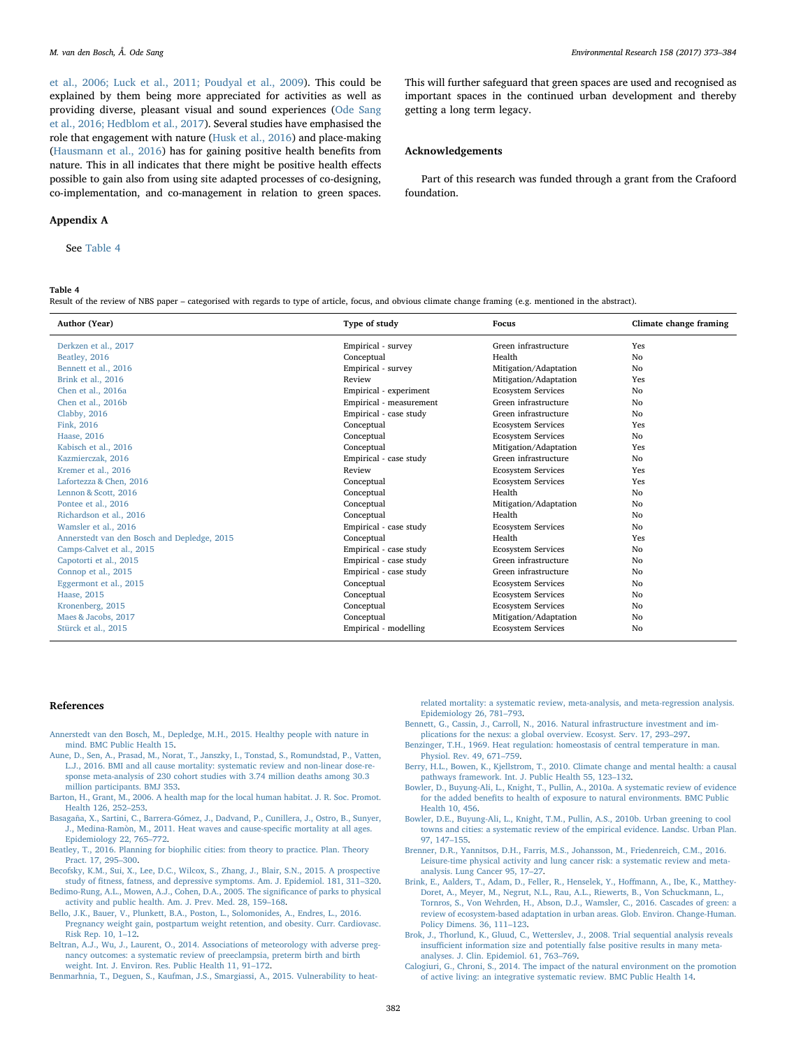et al., 2006; Luck et al., 2011; Poudyal et al., 2009). This could be explained by them being more appreciated for activities as well as providing diverse, pleasant visual and sound experiences (Ode Sang et al., 2016; Hedblom et al., 2017). Several studies have emphasised the role that engagement with nature (Husk et al., 2016) and place-making (Hausmann et al., 2016) has for gaining positive health benefits from nature. This in all indicates that there might be positive health effects possible to gain also from using site adapted processes of co-designing, co-implementation, and co-management in relation to green spaces. This will further safeguard that green spaces are used and recognised as important spaces in the continued urban development and thereby getting a long term legacy.

## Acknowledgements

Part of this research was funded through a grant from the Crafoord foundation.

## Appendix A

See Table 4

**Table 4**
Result of the review of NBS paper – categorised with regards to type of article, focus, and obvious climate change framing (e.g. mentioned in the abstract).

| Author (Year) | Type of study | Focus | Climate change framing |
|---|---|---|---|
| Derkzen et al., 2017 | Empirical - survey | Green infrastructure | Yes |
| Beatley, 2016 | Conceptual | Health | No |
| Bennett et al., 2016 | Empirical - survey | Mitigation/Adaptation | No |
| Brink et al., 2016 | Review | Mitigation/Adaptation | Yes |
| Chen et al., 2016a | Empirical - experiment | Ecosystem Services | No |
| Chen et al., 2016b | Empirical - measurement | Green infrastructure | No |
| Clabby, 2016 | Empirical - case study | Green infrastructure | No |
| Fink, 2016 | Conceptual | Ecosystem Services | Yes |
| Haase, 2016 | Conceptual | Ecosystem Services | No |
| Kabisch et al., 2016 | Conceptual | Mitigation/Adaptation | Yes |
| Kazmierczak, 2016 | Empirical - case study | Green infrastructure | No |
| Kremer et al., 2016 | Review | Ecosystem Services | Yes |
| Lafortezza & Chen, 2016 | Conceptual | Ecosystem Services | Yes |
| Lennon & Scott, 2016 | Conceptual | Health | No |
| Pontee et al., 2016 | Conceptual | Mitigation/Adaptation | No |
| Richardson et al., 2016 | Conceptual | Health | No |
| Wamsler et al., 2016 | Empirical - case study | Ecosystem Services | No |
| Annerstedt van den Bosch and Depledge, 2015 | Conceptual | Health | Yes |
| Camps-Calvet et al., 2015 | Empirical - case study | Ecosystem Services | No |
| Capotorti et al., 2015 | Empirical - case study | Green infrastructure | No |
| Connop et al., 2015 | Empirical - case study | Green infrastructure | No |
| Eggermont et al., 2015 | Conceptual | Ecosystem Services | No |
| Haase, 2015 | Conceptual | Ecosystem Services | No |
| Kronenberg, 2015 | Conceptual | Ecosystem Services | No |
| Maes & Jacobs, 2017 | Conceptual | Mitigation/Adaptation | No |
| Stürck et al., 2015 | Empirical - modelling | Ecosystem Services | No |

## References

Annerstedt van den Bosch, M., Depledge, M.H., 2015. Healthy people with nature in mind. BMC Public Health 15.

Aune, D., Sen, A., Prasad, M., Norat, T., Janszky, I., Tonstad, S., Romundstad, P., Vatten, L.J., 2016. BMI and all cause mortality: systematic review and non-linear dose-response meta-analysis of 230 cohort studies with 3.74 million deaths among 30.3 million participants. BMJ 353.

Barton, H., Grant, M., 2006. A health map for the local human habitat. J. R. Soc. Promot. Health 126, 252–253.

Basagaña, X., Sartini, C., Barrera-Gómez, J., Dadvand, P., Cunillera, J., Ostro, B., Sunyer, J., Medina-Ramòn, M., 2011. Heat waves and cause-specific mortality at all ages. Epidemiology 22, 765–772.

Beatley, T., 2016. Planning for biophilic cities: from theory to practice. Plan. Theory Pract. 17, 295–300.

Becofsky, K.M., Sui, X., Lee, D.C., Wilcox, S., Zhang, J., Blair, S.N., 2015. A prospective study of fitness, fatness, and depressive symptoms. Am. J. Epidemiol. 181, 311–320.

Bedimo-Rung, A.L., Mowen, A.J., Cohen, D.A., 2005. The significance of parks to physical activity and public health. Am. J. Prev. Med. 28, 159–168.

Bello, J.K., Bauer, V., Plunkett, B.A., Poston, L., Solomonides, A., Endres, L., 2016. Pregnancy weight gain, postpartum weight retention, and obesity. Curr. Cardiovasc. Risk Rep. 10, 1–12.

Beltran, A.J., Wu, J., Laurent, O., 2014. Associations of meteorology with adverse pregnancy outcomes: a systematic review of preeclampsia, preterm birth and birth weight. Int. J. Environ. Res. Public Health 11, 91–172.

Benmarhnia, T., Deguen, S., Kaufman, J.S., Smargiassi, A., 2015. Vulnerability to heat-related mortality: a systematic review, meta-analysis, and meta-regression analysis. Epidemiology 26, 781–793.

Bennett, G., Cassin, J., Carroll, N., 2016. Natural infrastructure investment and implications for the nexus: a global overview. Ecosyst. Serv. 17, 293–297.

Benzinger, T.H., 1969. Heat regulation: homeostasis of central temperature in man. Physiol. Rev. 49, 671–759.

Berry, H.L., Bowen, K., Kjellstrom, T., 2010. Climate change and mental health: a causal pathways framework. Int. J. Public Health 55, 123–132.

Bowler, D., Buyung-Ali, L., Knight, T., Pullin, A., 2010a. A systematic review of evidence for the added benefits to health of exposure to natural environments. BMC Public Health 10, 456.

Bowler, D.E., Buyung-Ali, L., Knight, T.M., Pullin, A.S., 2010b. Urban greening to cool towns and cities: a systematic review of the empirical evidence. Landsc. Urban Plan. 97, 147–155.

Brenner, D.R., Yannitsos, D.H., Farris, M.S., Johansson, M., Friedenreich, C.M., 2016. Leisure-time physical activity and lung cancer risk: a systematic review and meta-analysis. Lung Cancer 95, 17–27.

Brink, E., Aalders, T., Adam, D., Feller, R., Henselek, Y., Hoffmann, A., Ibe, K., Matthey-Doret, A., Meyer, M., Negrut, N.L., Rau, A.L., Riewerts, B., Von Schuckmann, L., Tornros, S., Von Wehrden, H., Abson, D.J., Wamsler, C., 2016. Cascades of green: a review of ecosystem-based adaptation in urban areas. Glob. Environ. Change-Human. Policy Dimens. 36, 111–123.

Brok, J., Thorlund, K., Gluud, C., Wetterslev, J., 2008. Trial sequential analysis reveals insufficient information size and potentially false positive results in many meta-analyses. J. Clin. Epidemiol. 61, 763–769.

Calogiuri, G., Chroni, S., 2014. The impact of the natural environment on the promotion of active living: an integrative systematic review. BMC Public Health 14.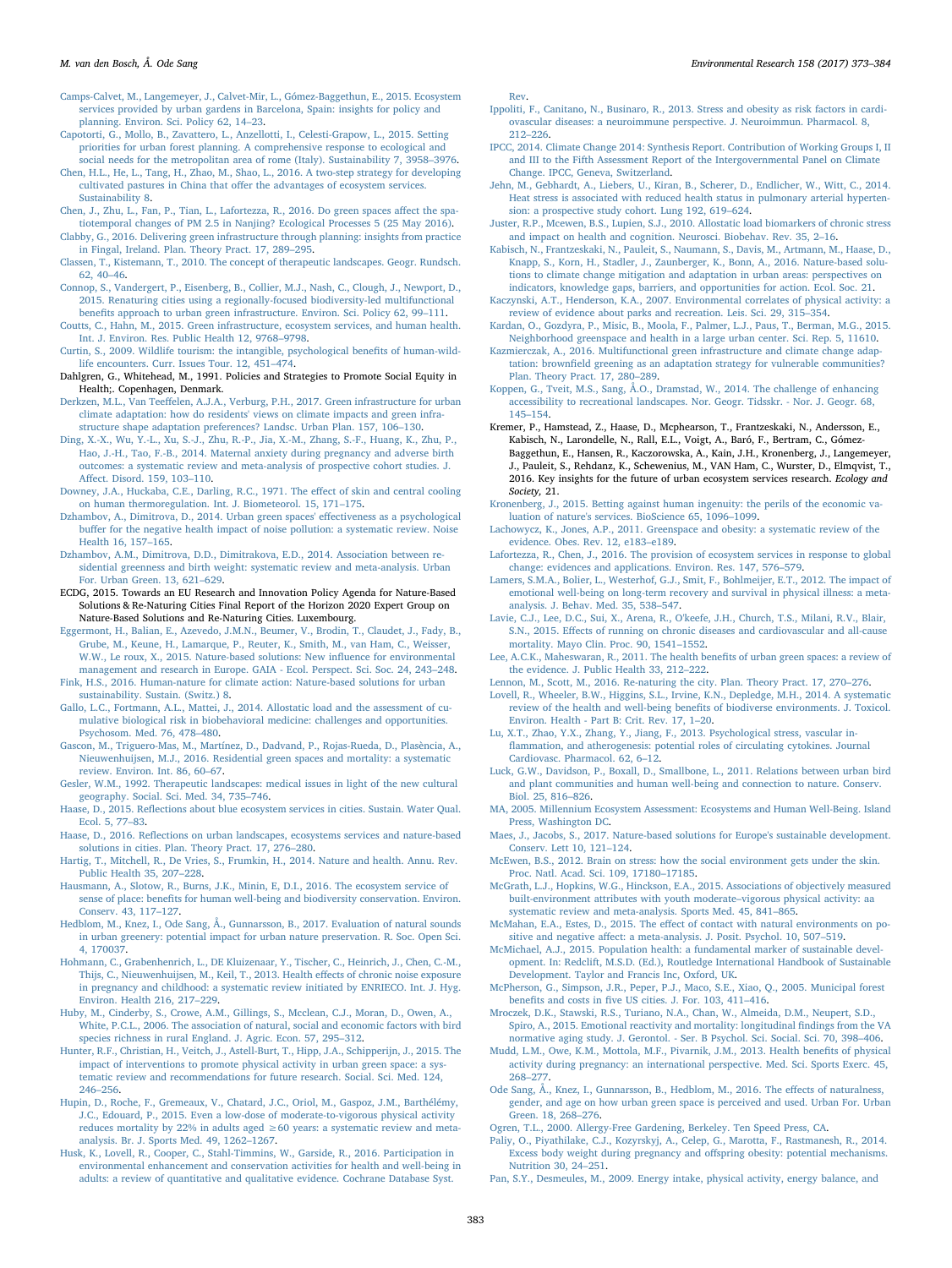Camps-Calvet, M., Langemeyer, J., Calvet-Mir, L., Gómez-Baggethun, E., 2015. Ecosystem services provided by urban gardens in Barcelona, Spain: insights for policy and planning. Environ. Sci. Policy 62, 14–23.

Capotorti, G., Mollo, B., Zavattero, L., Anzellotti, I., Celesti-Grapow, L., 2015. Setting priorities for urban forest planning. A comprehensive response to ecological and social needs for the metropolitan area of rome (Italy). Sustainability 7, 3958–3976.

Chen, H.L., He, L., Tang, H., Zhao, M., Shao, L., 2016. A two-step strategy for developing cultivated pastures in China that offer the advantages of ecosystem services. Sustainability 8.

Chen, J., Zhu, L., Fan, P., Tian, L., Lafortezza, R., 2016. Do green spaces affect the spatiotemporal changes of PM 2.5 in Nanjing? Ecological Processes 5 (25 May 2016).

Clabby, G., 2016. Delivering green infrastructure through planning: insights from practice in Fingal, Ireland. Plan. Theory Pract. 17, 289–295.

Classen, T., Kistemann, T., 2010. The concept of therapeutic landscapes. Geogr. Rundsch. 62, 40–46.

Connop, S., Vandergert, P., Eisenberg, B., Collier, M.J., Nash, C., Clough, J., Newport, D., 2015. Renaturing cities using a regionally-focused biodiversity-led multifunctional benefits approach to urban green infrastructure. Environ. Sci. Policy 62, 99–111.

Coutts, C., Hahn, M., 2015. Green infrastructure, ecosystem services, and human health. Int. J. Environ. Res. Public Health 12, 9768–9798.

Curtin, S., 2009. Wildlife tourism: the intangible, psychological benefits of human-wildlife encounters. Curr. Issues Tour. 12, 451–474.

Dahlgren, G., Whitehead, M., 1991. Policies and Strategies to Promote Social Equity in Health;. Copenhagen, Denmark.

Derkzen, M.L., Van Teeffelen, A.J.A., Verburg, P.H., 2017. Green infrastructure for urban climate adaptation: how do residents' views on climate impacts and green infrastructure shape adaptation preferences? Landsc. Urban Plan. 157, 106–130.

Ding, X.-X., Wu, Y.-L., Xu, S.-J., Zhu, R.-P., Jia, X.-M., Zhang, S.-F., Huang, K., Zhu, P., Hao, J.-H., Tao, F.-B., 2014. Maternal anxiety during pregnancy and adverse birth outcomes: a systematic review and meta-analysis of prospective cohort studies. J. Affect. Disord. 159, 103–110.

Downey, J.A., Huckaba, C.E., Darling, R.C., 1971. The effect of skin and central cooling on human thermoregulation. Int. J. Biometeorol. 15, 171–175.

Dzhambov, A., Dimitrova, D., 2014. Urban green spaces' effectiveness as a psychological buffer for the negative health impact of noise pollution: a systematic review. Noise Health 16, 157–165.

Dzhambov, A.M., Dimitrova, D.D., Dimitrakova, E.D., 2014. Association between residential greenness and birth weight: systematic review and meta-analysis. Urban For. Urban Green. 13, 621–629.

ECDG, 2015. Towards an EU Research and Innovation Policy Agenda for Nature-Based Solutions & Re-Naturing Cities Final Report of the Horizon 2020 Expert Group on Nature-Based Solutions and Re-Naturing Cities. Luxembourg.

Eggermont, H., Balian, E., Azevedo, J.M.N., Beumer, V., Brodin, T., Claudet, J., Fady, B., Grube, M., Keune, H., Lamarque, P., Reuter, K., Smith, M., van Ham, C., Weisser, W.W., Le roux, X., 2015. Nature-based solutions: New influence for environmental management and research in Europe. GAIA - Ecol. Perspect. Sci. Soc. 24, 243–248.

Fink, H.S., 2016. Human-nature for climate action: Nature-based solutions for urban sustainability. Sustain. (Switz.) 8.

Gallo, L.C., Fortmann, A.L., Mattei, J., 2014. Allostatic load and the assessment of cumulative biological risk in biobehavioral medicine: challenges and opportunities. Psychosom. Med. 76, 478–480.

Gascon, M., Triguero-Mas, M., Martínez, D., Dadvand, P., Rojas-Rueda, D., Plasència, A., Nieuwenhuijsen, M.J., 2016. Residential green spaces and mortality: a systematic review. Environ. Int. 86, 60–67.

Gesler, W.M., 1992. Therapeutic landscapes: medical issues in light of the new cultural geography. Social. Sci. Med. 34, 735–746.

Haase, D., 2015. Reflections about blue ecosystem services in cities. Sustain. Water Qual. Ecol. 5, 77–83.

Haase, D., 2016. Reflections on urban landscapes, ecosystems services and nature-based solutions in cities. Plan. Theory Pract. 17, 276–280.

Hartig, T., Mitchell, R., De Vries, S., Frumkin, H., 2014. Nature and health. Annu. Rev. Public Health 35, 207–228.

Hausmann, A., Slotow, R., Burns, J.K., Minin, E, D.I., 2016. The ecosystem service of sense of place: benefits for human well-being and biodiversity conservation. Environ. Conserv. 43, 117–127.

Hedblom, M., Knez, I., Ode Sang, Å., Gunnarsson, B., 2017. Evaluation of natural sounds in urban greenery: potential impact for urban nature preservation. R. Soc. Open Sci. 4, 170037.

Hohmann, C., Grabenhenrich, L., DE Kluizenaar, Y., Tischer, C., Heinrich, J., Chen, C.-M., Thijs, C., Nieuwenhuijsen, M., Keil, T., 2013. Health effects of chronic noise exposure in pregnancy and childhood: a systematic review initiated by ENRIECO. Int. J. Hyg. Environ. Health 216, 217–229.

Huby, M., Cinderby, S., Crowe, A.M., Gillings, S., Mcclean, C.J., Moran, D., Owen, A., White, P.C.L., 2006. The association of natural, social and economic factors with bird species richness in rural England. J. Agric. Econ. 57, 295–312.

Hunter, R.F., Christian, H., Veitch, J., Astell-Burt, T., Hipp, J.A., Schipperijn, J., 2015. The impact of interventions to promote physical activity in urban green space: a systematic review and recommendations for future research. Social. Sci. Med. 124, 246–256.

Hupin, D., Roche, F., Gremeaux, V., Chatard, J.C., Oriol, M., Gaspoz, J.M., Barthélémy, J.C., Edouard, P., 2015. Even a low-dose of moderate-to-vigorous physical activity reduces mortality by 22% in adults aged ≥60 years: a systematic review and meta-analysis. Br. J. Sports Med. 49, 1262–1267.

Husk, K., Lovell, R., Cooper, C., Stahl-Timmins, W., Garside, R., 2016. Participation in environmental enhancement and conservation activities for health and well-being in adults: a review of quantitative and qualitative evidence. Cochrane Database Syst. Rev.

Ippoliti, F., Canitano, N., Businaro, R., 2013. Stress and obesity as risk factors in cardiovascular diseases: a neuroimmune perspective. J. Neuroimmun. Pharmacol. 8, 212–226.

IPCC, 2014. Climate Change 2014: Synthesis Report. Contribution of Working Groups I, II and III to the Fifth Assessment Report of the Intergovernmental Panel on Climate Change. IPCC, Geneva, Switzerland.

Jehn, M., Gebhardt, A., Liebers, U., Kiran, B., Scherer, D., Endlicher, W., Witt, C., 2014. Heat stress is associated with reduced health status in pulmonary arterial hypertension: a prospective study cohort. Lung 192, 619–624.

Juster, R.P., Mcewen, B.S., Lupien, S.J., 2010. Allostatic load biomarkers of chronic stress and impact on health and cognition. Neurosci. Biobehav. Rev. 35, 2–16.

Kabisch, N., Frantzeskaki, N., Pauleit, S., Naumann, S., Davis, M., Artmann, M., Haase, D., Knapp, S., Korn, H., Stadler, J., Zaunberger, K., Bonn, A., 2016. Nature-based solutions to climate change mitigation and adaptation in urban areas: perspectives on indicators, knowledge gaps, barriers, and opportunities for action. Ecol. Soc. 21.

Kaczynski, A.T., Henderson, K.A., 2007. Environmental correlates of physical activity: a review of evidence about parks and recreation. Leis. Sci. 29, 315–354.

Kardan, O., Gozdyra, P., Misic, B., Moola, F., Palmer, L.J., Paus, T., Berman, M.G., 2015. Neighborhood greenspace and health in a large urban center. Sci. Rep. 5, 11610.

Kazmierczak, A., 2016. Multifunctional green infrastructure and climate change adaptation: brownfield greening as an adaptation strategy for vulnerable communities? Plan. Theory Pract. 17, 280–289.

Koppen, G., Tveit, M.S., Sang, Å.O., Dramstad, W., 2014. The challenge of enhancing accessibility to recreational landscapes. Nor. Geogr. Tidsskr. - Nor. J. Geogr. 68, 145–154.

Kremer, P., Hamstead, Z., Haase, D., Mcphearson, T., Frantzeskaki, N., Andersson, E., Kabisch, N., Larondelle, N., Rall, E.L., Voigt, A., Baró, F., Bertram, C., Gómez-Baggethun, E., Hansen, R., Kaczorowska, A., Kain, J.H., Kronenberg, J., Langemeyer, J., Pauleit, S., Rehdanz, K., Schewenius, M., VAN Ham, C., Wurster, D., Elmqvist, T., 2016. Key insights for the future of urban ecosystem services research. *Ecology and Society*, 21.

Kronenberg, J., 2015. Betting against human ingenuity: the perils of the economic valuation of nature's services. BioScience 65, 1096–1099.

Lachowycz, K., Jones, A.P., 2011. Greenspace and obesity: a systematic review of the evidence. Obes. Rev. 12, e183–e189.

Lafortezza, R., Chen, J., 2016. The provision of ecosystem services in response to global change: evidences and applications. Environ. Res. 147, 576–579.

Lamers, S.M.A., Bolier, L., Westerhof, G.J., Smit, F., Bohlmeijer, E.T., 2012. The impact of emotional well-being on long-term recovery and survival in physical illness: a meta-analysis. J. Behav. Med. 35, 538–547.

Lavie, C.J., Lee, D.C., Sui, X., Arena, R., O'keefe, J.H., Church, T.S., Milani, R.V., Blair, S.N., 2015. Effects of running on chronic diseases and cardiovascular and all-cause mortality. Mayo Clin. Proc. 90, 1541–1552.

Lee, A.C.K., Maheswaran, R., 2011. The health benefits of urban green spaces: a review of the evidence. J. Public Health 33, 212–222.

Lennon, M., Scott, M., 2016. Re-naturing the city. Plan. Theory Pract. 17, 270–276.

Lovell, R., Wheeler, B.W., Higgins, S.L., Irvine, K.N., Depledge, M.H., 2014. A systematic review of the health and well-being benefits of biodiverse environments. J. Toxicol. Environ. Health - Part B: Crit. Rev. 17, 1–20.

Lu, X.T., Zhao, Y.X., Zhang, Y., Jiang, F., 2013. Psychological stress, vascular inflammation, and atherogenesis: potential roles of circulating cytokines. Journal Cardiovasc. Pharmacol. 62, 6–12.

Luck, G.W., Davidson, P., Boxall, D., Smallbone, L., 2011. Relations between urban bird and plant communities and human well-being and connection to nature. Conserv. Biol. 25, 816–826.

MA, 2005. Millennium Ecosystem Assessment: Ecosystems and Human Well-Being. Island Press, Washington DC.

Maes, J., Jacobs, S., 2017. Nature-based solutions for Europe's sustainable development. Conserv. Lett 10, 121–124.

McEwen, B.S., 2012. Brain on stress: how the social environment gets under the skin. Proc. Natl. Acad. Sci. 109, 17180–17185.

McGrath, L.J., Hopkins, W.G., Hinckson, E.A., 2015. Associations of objectively measured built-environment attributes with youth moderate–vigorous physical activity: aa systematic review and meta-analysis. Sports Med. 45, 841–865.

McMahan, E.A., Estes, D., 2015. The effect of contact with natural environments on positive and negative affect: a meta-analysis. J. Posit. Psychol. 10, 507–519.

McMichael, A.J., 2015. Population health: a fundamental marker of sustainable development. In: Redclift, M.S.D. (Ed.), Routledge International Handbook of Sustainable Development. Taylor and Francis Inc, Oxford, UK.

McPherson, G., Simpson, J.R., Peper, P.J., Maco, S.E., Xiao, Q., 2005. Municipal forest benefits and costs in five US cities. J. For. 103, 411–416.

Mroczek, D.K., Stawski, R.S., Turiano, N.A., Chan, W., Almeida, D.M., Neupert, S.D., Spiro, A., 2015. Emotional reactivity and mortality: longitudinal findings from the VA normative aging study. J. Gerontol. - Ser. B Psychol. Sci. Social. Sci. 70, 398–406.

Mudd, L.M., Owe, K.M., Mottola, M.F., Pivarnik, J.M., 2013. Health benefits of physical activity during pregnancy: an international perspective. Med. Sci. Sports Exerc. 45, 268–277.

Ode Sang, Å., Knez, I., Gunnarsson, B., Hedblom, M., 2016. The effects of naturalness, gender, and age on how urban green space is perceived and used. Urban For. Urban Green. 18, 268–276.

Ogren, T.L., 2000. Allergy-Free Gardening, Berkeley. Ten Speed Press, CA.

Paliy, O., Piyathilake, C.J., Kozyrskyj, A., Celep, G., Marotta, F., Rastmanesh, R., 2014. Excess body weight during pregnancy and offspring obesity: potential mechanisms. Nutrition 30, 24–251.

Pan, S.Y., Desmeules, M., 2009. Energy intake, physical activity, energy balance, and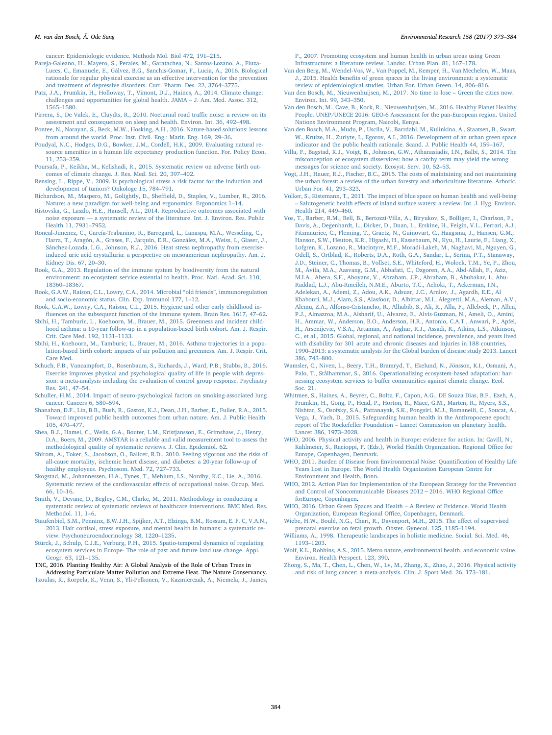cancer: Epidemiologic evidence. Methods Mol. Biol 472, 191–215.

Pareja-Galeano, H., Mayero, S., Perales, M., Garatachea, N., Santos-Lozano, A., Fiuza-Luces, C., Emanuele, E., Gálvez, B.G., Sanchis-Gomar, F., Lucia, A., 2016. Biological rationale for regular physical exercise as an effective intervention for the prevention and treatment of depressive disorders. Curr. Pharm. Des. 22, 3764–3775.

Patz, J.A., Frumkin, H., Holloway, T., Vimont, D.J., Haines, A., 2014. Climate change: challenges and opportunities for global health. JAMA – J. Am. Med. Assoc. 312, 1565–1580.

Pirrera, S., De Valck, E., Cluydts, R., 2010. Nocturnal road traffic noise: a review on its assessment and consequences on sleep and health. Environ. Int. 36, 492–498.

Pontee, N., Narayan, S., Beck, M.W., Hosking, A.H., 2016. Nature-based solutions: lessons from around the world. Proc. Inst. Civil. Eng.: Marit. Eng. 169, 29–36.

Poudyal, N.C., Hodges, D.G., Bowker, J.M., Cordell, H.K., 2009. Evaluating natural resource amenities in a human life expectancy production function. For. Policy Econ. 11, 253–259.

Poursafa, P., Keikha, M., Kelishadi, R., 2015. Systematic review on adverse birth outcomes of climate change. J. Res. Med. Sci. 20, 397–402.

Rensing, L., Rippe, V., 2009. Is psychological stress a risk factor for the induction and development of tumors? Onkologe 15, 784–791.

Richardson, M., Maspero, M., Golightly, D., Sheffield, D., Staples, V., Lumber, R., 2016. Nature: a new paradigm for well-being and ergonomics. Ergonomics 1–14.

Ristovska, G., Laszlo, H.E., Hansell, A.L., 2014. Reproductive outcomes associated with noise exposure — a systematic review of the literature. Int. J. Environ. Res. Public Health 11, 7931–7952.

Roncal-Jimenez, C., García-Trabanino, R., Barregard, L., Lanaspa, M.A., Wesseling, C., Harra, T., Aragón, A., Grases, F., Jarquin, E.R., González, M.A., Weiss, I., Glaser, J., Sánchez-Lozada, L.G., Johnson, R.J., 2016. Heat stress nephropathy from exercise-induced uric acid crystalluria: a perspective on mesoamerican nephropathy. Am. J. Kidney Dis. 67, 20–30.

Rook, G.A., 2013. Regulation of the immune system by biodiversity from the natural environment: an ecosystem service essential to health. Proc. Natl. Acad. Sci. 110, 18360–18367.

Rook, G.A.W., Raison, C.L., Lowry, C.A., 2014. Microbial "old friends", immunoregulation and socio-economic status. Clin. Exp. Immunol 177, 1–12.

Rook, G.A.W., Lowry, C.A., Raison, C.L., 2015. Hygiene and other early childhood influences on the subsequent function of the immune system. Brain Res. 1617, 47–62.

Sbihi, H., Tamburic, L., Koehoorn, M., Brauer, M., 2015. Greenness and incident childhood asthma: a 10-year follow-up in a population-based birth cohort. Am. J. Respir. Crit. Care Med. 192, 1131–1133.

Sbihi, H., Koehoorn, M., Tamburic, L., Brauer, M., 2016. Asthma trajectories in a population-based birth cohort: impacts of air pollution and greenness. Am. J. Respir. Crit. Care Med.

Schuch, F.B., Vancampfort, D., Rosenbaum, S., Richards, J., Ward, P.B., Stubbs, B., 2016. Exercise improves physical and psychological quality of life in people with depression: a meta-analysis including the evaluation of control group response. Psychiatry Res. 241, 47–54.

Schuller, H.M., 2014. Impact of neuro-psychological factors on smoking-associated lung cancer. Cancers 6, 580–594.

Shanahan, D.F., Lin, B.B., Bush, R., Gaston, K.J., Dean, J.H., Barber, E., Fuller, R.A., 2015. Toward improved public health outcomes from urban nature. Am. J. Public Health 105, 470–477.

Shea, B.J., Hamel, C., Wells, G.A., Bouter, L.M., Kristjansson, E., Grimshaw, J., Henry, D.A., Boers, M., 2009. AMSTAR is a reliable and valid measurement tool to assess the methodological quality of systematic reviews. J. Clin. Epidemiol. 62.

Shirom, A., Toker, S., Jacobson, O., Balicer, R.D., 2010. Feeling vigorous and the risks of all-cause mortality, ischemic heart disease, and diabetes: a 20-year follow-up of healthy employees. Psychosom. Med. 72, 727–733.

Skogstad, M., Johannessen, H.A., Tynes, T., Mehlum, I.S., Nordby, K.C., Lie, A., 2016. Systematic review of the cardiovascular effects of occupational noise. Occup. Med. 66, 10–16.

Smith, V., Devane, D., Begley, C.M., Clarke, M., 2011. Methodology in conducting a systematic review of systematic reviews of healthcare interventions. BMC Med. Res. Methodol. 11, 1–6.

Staufenbiel, S.M., Penninx, B.W.J.H., Spijker, A.T., Elzinga, B.M., Rossum, E. F. C, V.A.N., 2013. Hair cortisol, stress exposure, and mental health in humans: a systematic review. Psychoneuroendocrinology 38, 1220–1235.

Stürck, J., Schulp, C.J.E., Verburg, P.H., 2015. Spatio-temporal dynamics of regulating ecosystem services in Europe- The role of past and future land use change. Appl. Geogr. 63, 121–135.

TNC, 2016. Planting Healthy Air: A Global Analysis of the Role of Urban Trees in Addressing Particulate Matter Pollution and Extreme Heat. The Nature Conservancy.

Tzoulas, K., Korpela, K., Venn, S., Yli-Pelkonen, V., Kazmierczak, A., Niemela, J., James, P., 2007. Promoting ecosystem and human health in urban areas using Green Infrastructure: a literature review. Landsc. Urban Plan. 81, 167–178.

Van den Berg, M., Wendel-Vos, W., Van Poppel, M., Kemper, H., Van Mechelen, W., Maas, J., 2015. Health benefits of green spaces in the living environment: a systematic review of epidemiological studies. Urban For. Urban Green. 14, 806–816.

Van den Bosch, M., Nieuwenhuijsen, M., 2017. No time to lose – Green the cities now. Environ. Int. 99, 343–350.

Van den Bosch, M., Cave, B., Kock, R., Nieuwenhuijsen, M., 2016. Healthy Planet Healthy People. UNEP/UNECE 2016. GEO-6 Assessment for the pan-European region. United Nations Environment Program, Nairobi, Kenya.

Van den Bosch, M.A., Mudu, P., Uscila, V., Barrdahl, M., Kulinkina, A., Staatsen, B., Swart, W., Kruize, H., Zurlyte, I., Egorov, A.I., 2016. Development of an urban green space indicator and the public health rationale. Scand. J. Public Health 44, 159–167.

Villa, F., Bagstad, K.J., Voigt, B., Johnson, G.W., Athanasiadis, I.N., Balbi, S., 2014. The misconception of ecosystem disservices: how a catchy term may yield the wrong messages for science and society. Ecosyst. Serv. 10, 52–53.

Vogt, J.H., Hauer, R.J., Fischer, B.C., 2015. The costs of maintaining and not maintaining the urban forest: a review of the urban forestry and arboriculture literature. Arboric. Urban For. 41, 293–323.

Völker, S., Kistemann, T., 2011. The impact of blue space on human health and well-being – Salutogenetic health effects of inland surface waters: a review. Int. J. Hyg. Environ. Health 214, 449–460.

Vos, T., Barber, R.M., Bell, B., Bertozzi-Villa, A., Biryukov, S., Bolliger, I., Charlson, F., Davis, A., Degenhardt, L., Dicker, D., Duan, L., Erskine, H., Feigin, V.L., Ferrari, A.J., Fitzmaurice, C., Fleming, T., Graetz, N., Guinovart, C., Haagsma, J., Hansen, G.M., Hanson, S.W., Heuton, K.R., Higashi, H., Kassebaum, N., Kyu, H., Laurie, E., Liang, X., Lofgren, K., Lozano, R., Macintyre, M.F., Moradi-Lakeh, M., Naghavi, M., Nguyen, G., Odell, S., Ortblad, K., Roberts, D.A., Roth, G.A., Sandar, L., Serina, P.T., Stanaway, J.D., Steiner, C., Thomas, B., Vollset, S.E., Whiteford, H., Wolock, T.M., Ye, P., Zhou, M., Ãvila, M.A., Aasvang, G.M., Abbafati, C., Ozgoren, A.A., Abd-Allah, F., Aziz, M.I.A., Abera, S.F., Aboyans, V., Abraham, J.P., Abraham, B., Abubakar, I., Abu-Raddad, L.J., Abu-Rmeileh, N.M.E., Aburto, T.C., Achoki, T., Ackerman, I.N., Adelekan, A., Ademi, Z., Adou, A.K., Adsuar, J.C., Arnlov, J., Agardh, E.E., Al Khabouri, M.J., Alam, S.S., Alasfoor, D., Albittar, M.I., Alegretti, M.A., Aleman, A.V., Alemu, Z.A., Alfonso-Cristancho, R., Alhabib, S., Ali, R., Alla, F., Allebeck, P., Allen, P.J., Almazroa, M.A., Alsharif, U., Alvarez, E., Alvis-Guzman, N., Ameli, O., Amini, H., Ammar, W., Anderson, B.O., Anderson, H.R., Antonio, C.A.T., Anwari, P., Apfel, H., Arsenijevic, V.S.A., Artaman, A., Asghar, R.J., Assadi, R., Atkins, L.S., Atkinson, C., et al., 2015. Global, regional, and national incidence, prevalence, and years lived with disability for 301 acute and chronic diseases and injuries in 188 countries, 1990–2013: a systematic analysis for the Global burden of disease study 2013. Lancet 386, 743–800.

Wamsler, C., Niven, L., Beery, T.H., Bramryd, T., Ekelund, N., Jönsson, K.I., Osmani, A., Palo, T., Stålhammar, S., 2016. Operationalizing ecosystem-based adaptation: harnessing ecosystem services to buffer communities against climate change. Ecol. Soc. 21.

Whitmee, S., Haines, A., Beyrer, C., Boltz, F., Capon, A.G., DE Souza Dias, B.F., Ezeh, A., Frumkin, H., Gong, P., Head, P., Horton, R., Mace, G.M., Marten, R., Myers, S.S., Nishtar, S., Osofsky, S.A., Pattanayak, S.K., Pongsiri, M.J., Romanelli, C., Soucat, A., Vega, J., Yach, D., 2015. Safeguarding human health in the Anthropocene epoch: report of The Rockefeller Foundation – Lancet Commission on planetary health. Lancet 386, 1973–2028.

WHO, 2006. Physical activity and health in Europe: evidence for action. In: Cavill, N., Kahlmeier, S., Racioppi, F. (Eds.), Workd Health Organization. Regional Office for Europe, Copenhagen, Denmark.

WHO, 2011. Burden of Disease from Environmental Noise: Quantification of Healthy Life Years Lost in Europe. The World Health Organization European Centre for Environment and Health, Bonn.

WHO, 2012. Action Plan for Implementation of the European Strategy for the Prevention and Control of Noncommunicable Diseases 2012 – 2016. WHO Regional Office forEurope, Copenhagen.

WHO, 2016. Urban Green Spaces and Health – A Review of Evidence. World Health Organization, European Regional Office, Copenhagen, Denmark.

Wiebe, H.W., Boulé, N.G., Chari, R., Davenport, M.H., 2015. The effect of supervised prenatal exercise on fetal growth. Obstet. Gynecol. 125, 1185–1194.

Williams, A., 1998. Therapeutic landscapes in holistic medicine. Social. Sci. Med. 46, 1193–1203.

Wolf, K.L., Robbins, A.S., 2015. Metro nature, environmental health, and economic value. Environ. Health Perspect. 123, 390.

Zhong, S., Ma, T., Chen, L., Chen, W., Lv, M., Zhang, X., Zhao, J., 2016. Physical activity and risk of lung cancer: a meta-analysis. Clin. J. Sport Med. 26, 173–181.